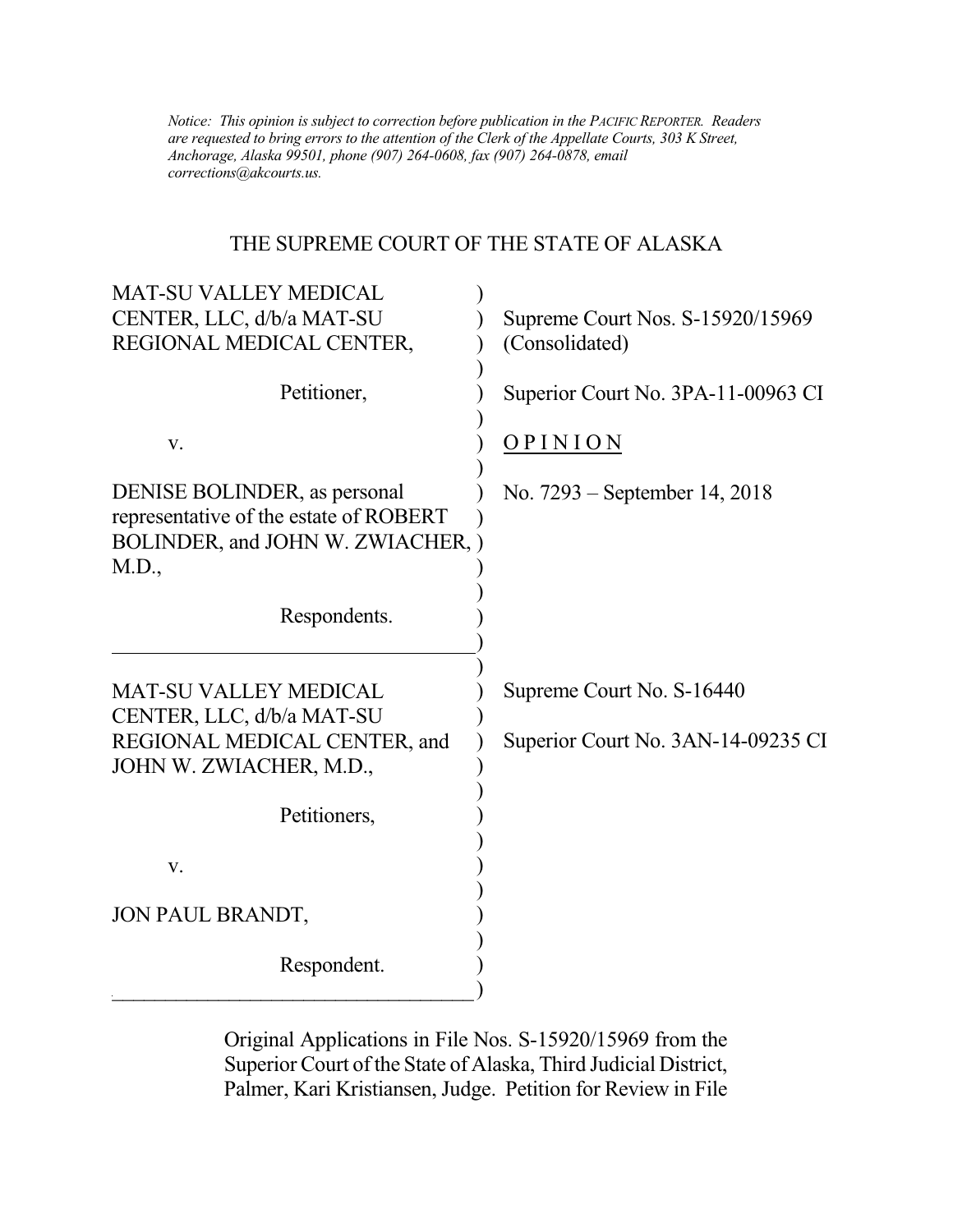*Notice: This opinion is subject to correction before publication in the PACIFIC REPORTER. Readers are requested to bring errors to the attention of the Clerk of the Appellate Courts, 303 K Street, Anchorage, Alaska 99501, phone (907) 264-0608, fax (907) 264-0878, email corrections@akcourts.us.*

# THE SUPREME COURT OF THE STATE OF ALASKA

| | |
|---|---|
| MAT-SU VALLEY MEDICAL CENTER, LLC, d/b/a MAT-SU REGIONAL MEDICAL CENTER, | Supreme Court Nos. S-15920/15969 (Consolidated) |
| Petitioner, | Superior Court No. 3PA-11-00963 CI |
| v. | OPINION |
| DENISE BOLINDER, as personal representative of the estate of ROBERT BOLINDER, and JOHN W. ZWIACHER, M.D., | No. 7293 – September 14, 2018 |
| Respondents. | |
| MAT-SU VALLEY MEDICAL CENTER, LLC, d/b/a MAT-SU REGIONAL MEDICAL CENTER, and JOHN W. ZWIACHER, M.D., | Supreme Court No. S-16440 |
| Petitioners, | Superior Court No. 3AN-14-09235 CI |
| v. | |
| JON PAUL BRANDT, | |
| Respondent. | |

Original Applications in File Nos. S-15920/15969 from the Superior Court of the State of Alaska, Third Judicial District, Palmer, Kari Kristiansen, Judge. Petition for Review in File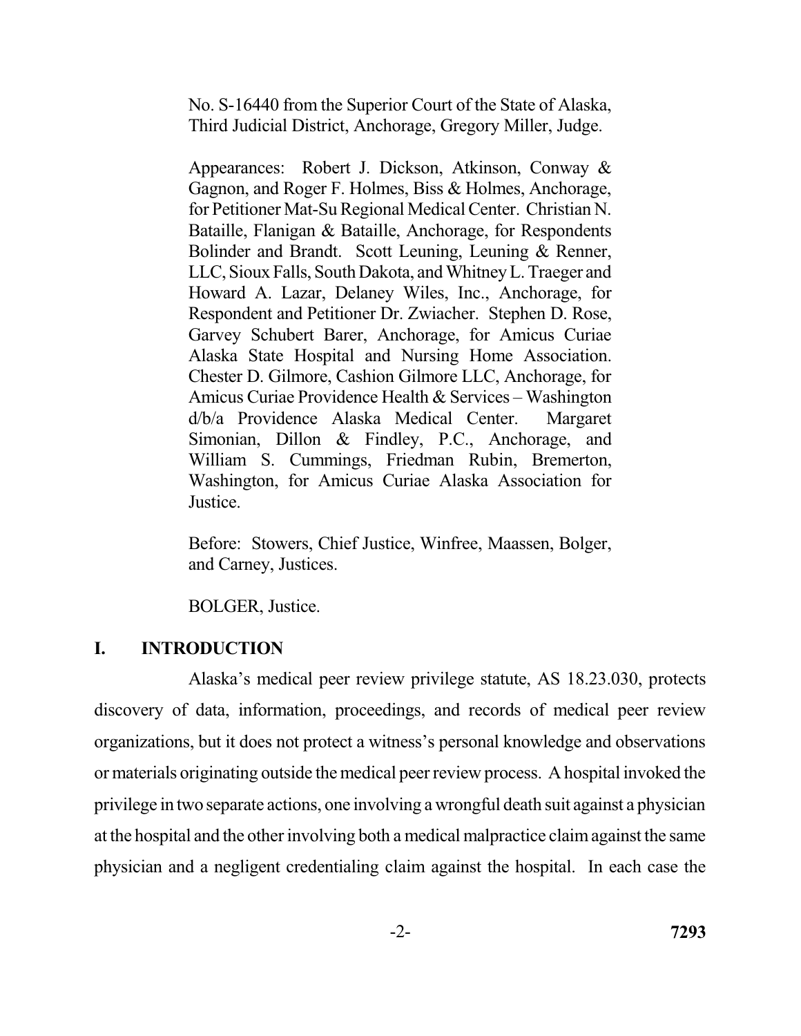No. S-16440 from the Superior Court of the State of Alaska, Third Judicial District, Anchorage, Gregory Miller, Judge.

Appearances: Robert J. Dickson, Atkinson, Conway & Gagnon, and Roger F. Holmes, Biss & Holmes, Anchorage, for Petitioner Mat-Su Regional Medical Center. Christian N. Bataille, Flanigan & Bataille, Anchorage, for Respondents Bolinder and Brandt. Scott Leuning, Leuning & Renner, LLC, Sioux Falls, South Dakota, and Whitney L. Traeger and Howard A. Lazar, Delaney Wiles, Inc., Anchorage, for Respondent and Petitioner Dr. Zwiacher. Stephen D. Rose, Garvey Schubert Barer, Anchorage, for Amicus Curiae Alaska State Hospital and Nursing Home Association. Chester D. Gilmore, Cashion Gilmore LLC, Anchorage, for Amicus Curiae Providence Health & Services – Washington d/b/a Providence Alaska Medical Center. Margaret Simonian, Dillon & Findley, P.C., Anchorage, and William S. Cummings, Friedman Rubin, Bremerton, Washington, for Amicus Curiae Alaska Association for Justice.

Before: Stowers, Chief Justice, Winfree, Maassen, Bolger, and Carney, Justices.

BOLGER, Justice.

## I. INTRODUCTION

Alaska's medical peer review privilege statute, AS 18.23.030, protects discovery of data, information, proceedings, and records of medical peer review organizations, but it does not protect a witness's personal knowledge and observations or materials originating outside the medical peer review process. A hospital invoked the privilege in two separate actions, one involving a wrongful death suit against a physician at the hospital and the other involving both a medical malpractice claim against the same physician and a negligent credentialing claim against the hospital. In each case the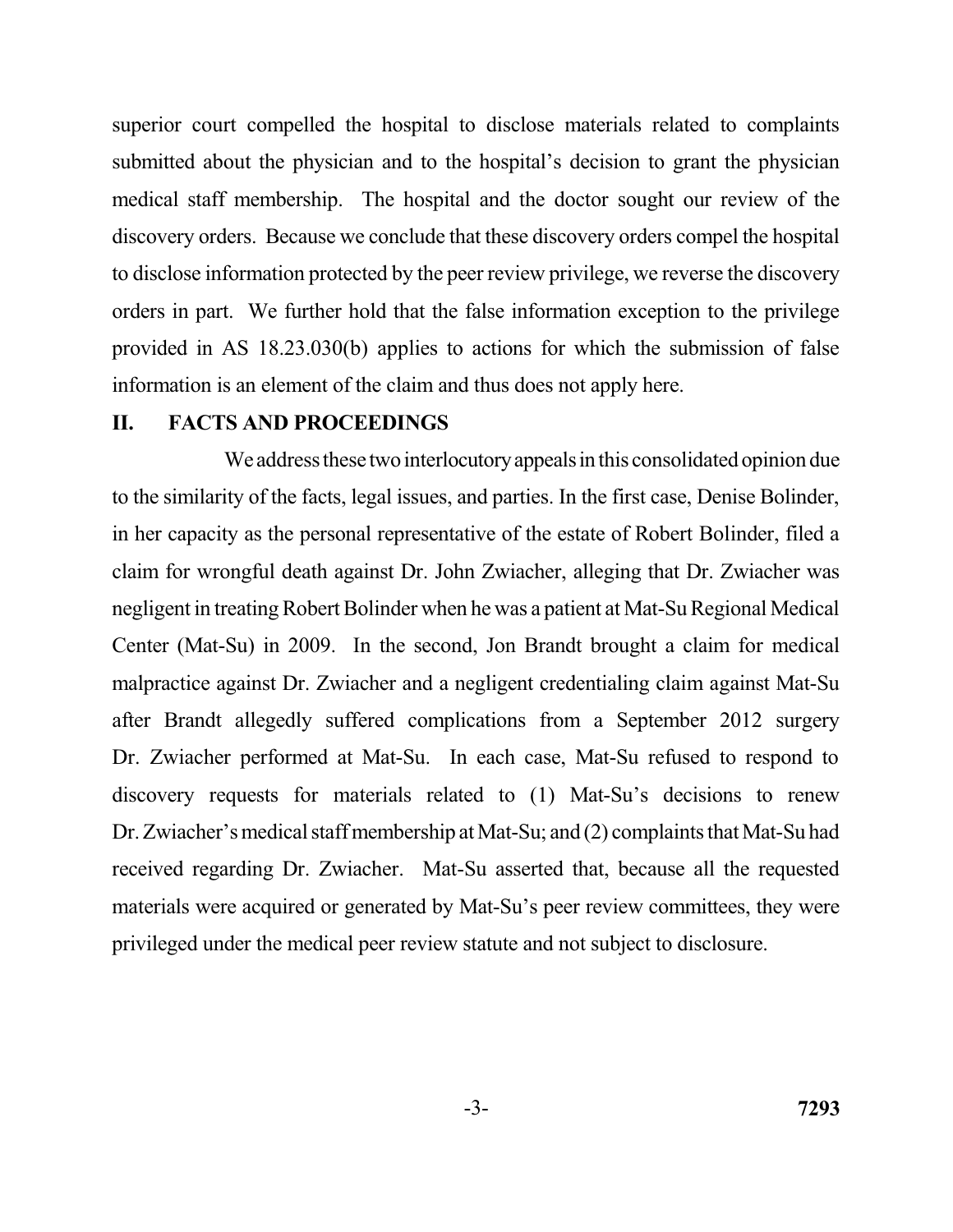superior court compelled the hospital to disclose materials related to complaints submitted about the physician and to the hospital's decision to grant the physician medical staff membership. The hospital and the doctor sought our review of the discovery orders. Because we conclude that these discovery orders compel the hospital to disclose information protected by the peer review privilege, we reverse the discovery orders in part. We further hold that the false information exception to the privilege provided in AS 18.23.030(b) applies to actions for which the submission of false information is an element of the claim and thus does not apply here.

## II. FACTS AND PROCEEDINGS

We address these two interlocutory appeals in this consolidated opinion due to the similarity of the facts, legal issues, and parties. In the first case, Denise Bolinder, in her capacity as the personal representative of the estate of Robert Bolinder, filed a claim for wrongful death against Dr. John Zwiacher, alleging that Dr. Zwiacher was negligent in treating Robert Bolinder when he was a patient at Mat-Su Regional Medical Center (Mat-Su) in 2009. In the second, Jon Brandt brought a claim for medical malpractice against Dr. Zwiacher and a negligent credentialing claim against Mat-Su after Brandt allegedly suffered complications from a September 2012 surgery Dr. Zwiacher performed at Mat-Su. In each case, Mat-Su refused to respond to discovery requests for materials related to (1) Mat-Su's decisions to renew Dr. Zwiacher's medical staff membership at Mat-Su; and (2) complaints that Mat-Su had received regarding Dr. Zwiacher. Mat-Su asserted that, because all the requested materials were acquired or generated by Mat-Su's peer review committees, they were privileged under the medical peer review statute and not subject to disclosure.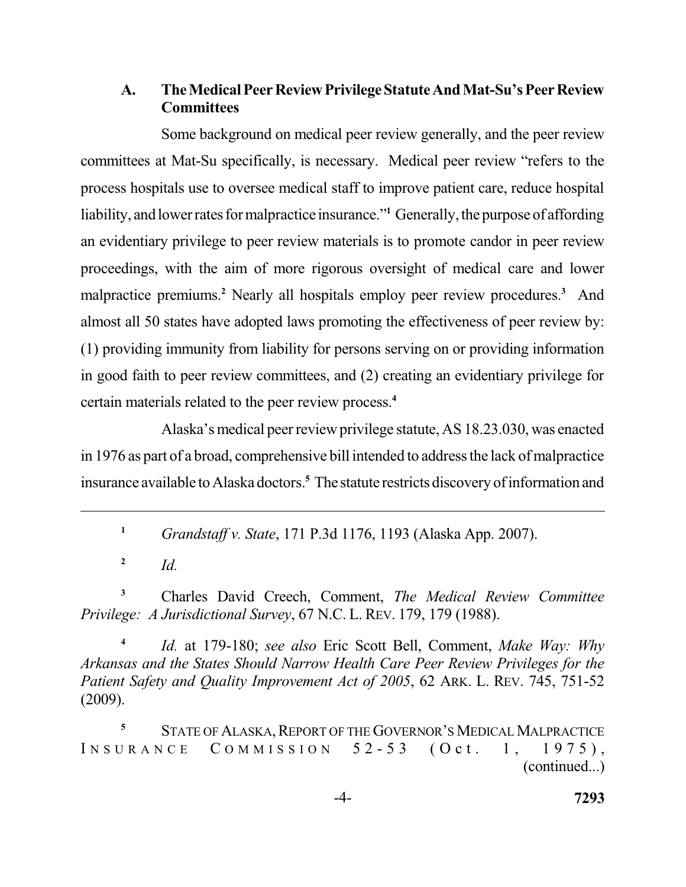### A. The Medical Peer Review Privilege Statute And Mat-Su's Peer Review Committees

Some background on medical peer review generally, and the peer review committees at Mat-Su specifically, is necessary. Medical peer review "refers to the process hospitals use to oversee medical staff to improve patient care, reduce hospital liability, and lower rates for malpractice insurance."[1] Generally, the purpose of affording an evidentiary privilege to peer review materials is to promote candor in peer review proceedings, with the aim of more rigorous oversight of medical care and lower malpractice premiums.[2] Nearly all hospitals employ peer review procedures.[3] And almost all 50 states have adopted laws promoting the effectiveness of peer review by: (1) providing immunity from liability for persons serving on or providing information in good faith to peer review committees, and (2) creating an evidentiary privilege for certain materials related to the peer review process.[4]

Alaska's medical peer review privilege statute, AS 18.23.030, was enacted in 1976 as part of a broad, comprehensive bill intended to address the lack of malpractice insurance available to Alaska doctors.[5] The statute restricts discovery of information and

---

[1] *Grandstaff v. State*, 171 P.3d 1176, 1193 (Alaska App. 2007).

[2] *Id.*

[3] Charles David Creech, Comment, *The Medical Review Committee Privilege: A Jurisdictional Survey*, 67 N.C. L. REV. 179, 179 (1988).

[4] *Id.* at 179-180; *see also* Eric Scott Bell, Comment, *Make Way: Why Arkansas and the States Should Narrow Health Care Peer Review Privileges for the Patient Safety and Quality Improvement Act of 2005*, 62 ARK. L. REV. 745, 751-52 (2009).

[5] STATE OF ALASKA, REPORT OF THE GOVERNOR'S MEDICAL MALPRACTICE INSURANCE COMMISSION 52-53 (Oct. 1, 1975), (continued...)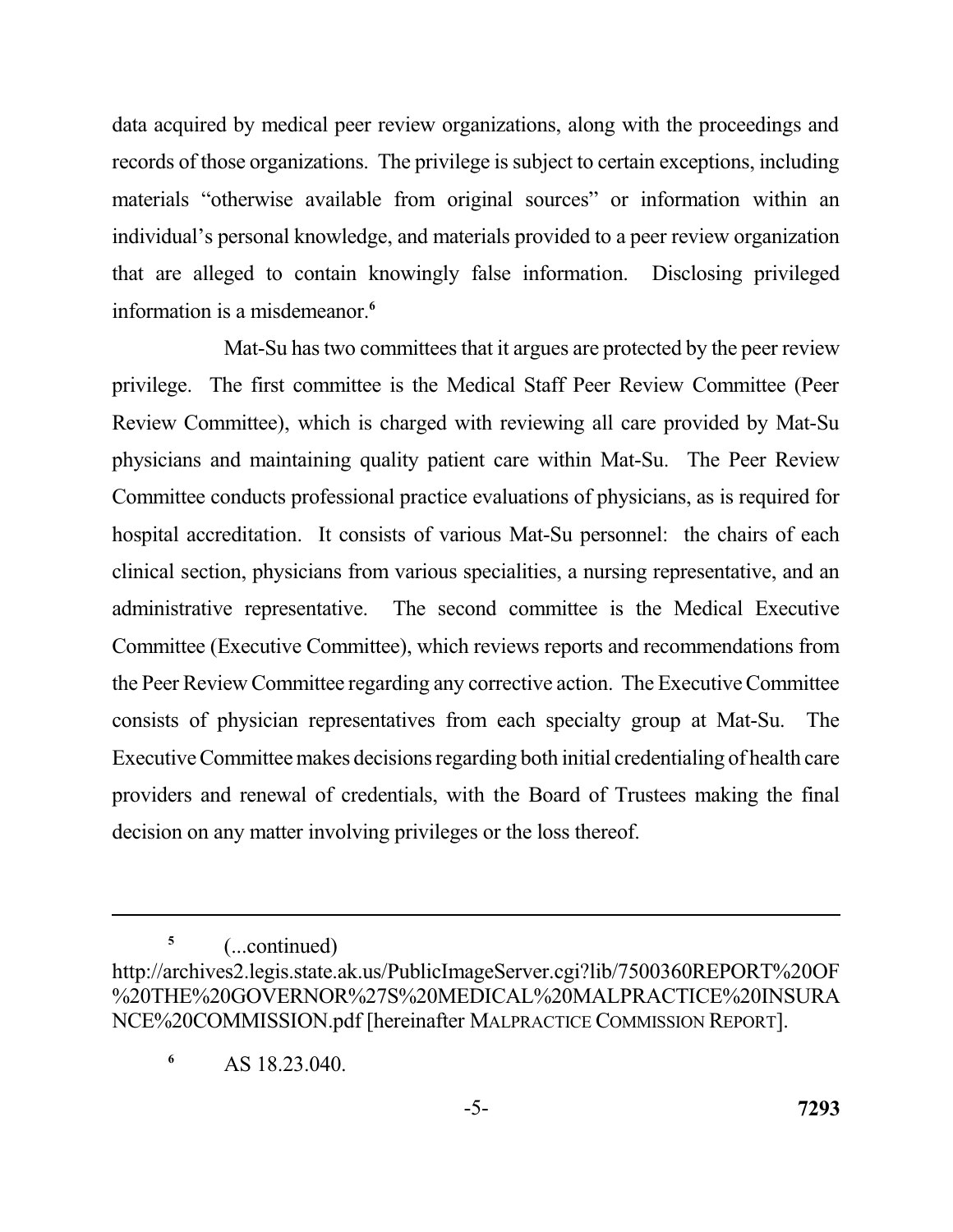data acquired by medical peer review organizations, along with the proceedings and records of those organizations. The privilege is subject to certain exceptions, including materials "otherwise available from original sources" or information within an individual's personal knowledge, and materials provided to a peer review organization that are alleged to contain knowingly false information. Disclosing privileged information is a misdemeanor.[6]

Mat-Su has two committees that it argues are protected by the peer review privilege. The first committee is the Medical Staff Peer Review Committee (Peer Review Committee), which is charged with reviewing all care provided by Mat-Su physicians and maintaining quality patient care within Mat-Su. The Peer Review Committee conducts professional practice evaluations of physicians, as is required for hospital accreditation. It consists of various Mat-Su personnel: the chairs of each clinical section, physicians from various specialities, a nursing representative, and an administrative representative. The second committee is the Medical Executive Committee (Executive Committee), which reviews reports and recommendations from the Peer Review Committee regarding any corrective action. The Executive Committee consists of physician representatives from each specialty group at Mat-Su. The Executive Committee makes decisions regarding both initial credentialing of health care providers and renewal of credentials, with the Board of Trustees making the final decision on any matter involving privileges or the loss thereof.

---

[5] (...continued)
http://archives2.legis.state.ak.us/PublicImageServer.cgi?lib/7500360REPORT%20OF%20THE%20GOVERNOR%27S%20MEDICAL%20MALPRACTICE%20INSURANCE%20COMMISSION.pdf [hereinafter MALPRACTICE COMMISSION REPORT].

[6] AS 18.23.040.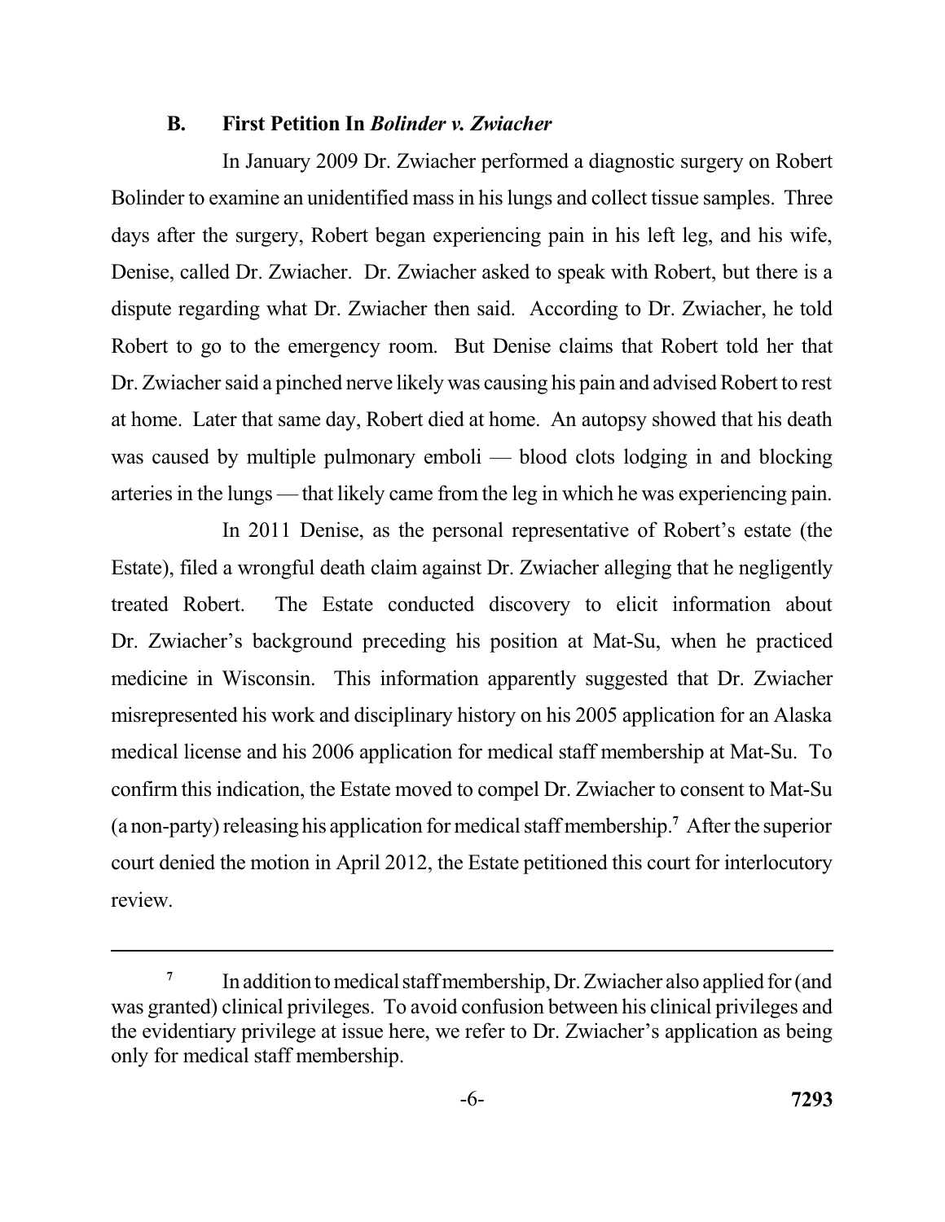### B. First Petition In *Bolinder v. Zwiacher*

In January 2009 Dr. Zwiacher performed a diagnostic surgery on Robert Bolinder to examine an unidentified mass in his lungs and collect tissue samples. Three days after the surgery, Robert began experiencing pain in his left leg, and his wife, Denise, called Dr. Zwiacher. Dr. Zwiacher asked to speak with Robert, but there is a dispute regarding what Dr. Zwiacher then said. According to Dr. Zwiacher, he told Robert to go to the emergency room. But Denise claims that Robert told her that Dr. Zwiacher said a pinched nerve likely was causing his pain and advised Robert to rest at home. Later that same day, Robert died at home. An autopsy showed that his death was caused by multiple pulmonary emboli — blood clots lodging in and blocking arteries in the lungs — that likely came from the leg in which he was experiencing pain.

In 2011 Denise, as the personal representative of Robert's estate (the Estate), filed a wrongful death claim against Dr. Zwiacher alleging that he negligently treated Robert. The Estate conducted discovery to elicit information about Dr. Zwiacher's background preceding his position at Mat-Su, when he practiced medicine in Wisconsin. This information apparently suggested that Dr. Zwiacher misrepresented his work and disciplinary history on his 2005 application for an Alaska medical license and his 2006 application for medical staff membership at Mat-Su. To confirm this indication, the Estate moved to compel Dr. Zwiacher to consent to Mat-Su (a non-party) releasing his application for medical staff membership.[7] After the superior court denied the motion in April 2012, the Estate petitioned this court for interlocutory review.

---

[7] In addition to medical staff membership, Dr. Zwiacher also applied for (and was granted) clinical privileges. To avoid confusion between his clinical privileges and the evidentiary privilege at issue here, we refer to Dr. Zwiacher's application as being only for medical staff membership.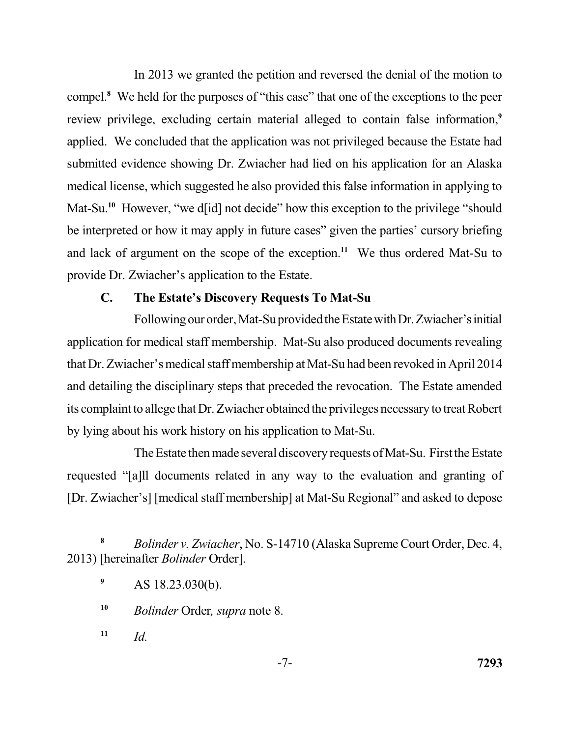In 2013 we granted the petition and reversed the denial of the motion to compel.[8] We held for the purposes of "this case" that one of the exceptions to the peer review privilege, excluding certain material alleged to contain false information,[9] applied. We concluded that the application was not privileged because the Estate had submitted evidence showing Dr. Zwiacher had lied on his application for an Alaska medical license, which suggested he also provided this false information in applying to Mat-Su.[10] However, "we d[id] not decide" how this exception to the privilege "should be interpreted or how it may apply in future cases" given the parties' cursory briefing and lack of argument on the scope of the exception.[11] We thus ordered Mat-Su to provide Dr. Zwiacher's application to the Estate.

### C. The Estate's Discovery Requests To Mat-Su

Following our order, Mat-Su provided the Estate with Dr. Zwiacher's initial application for medical staff membership. Mat-Su also produced documents revealing that Dr. Zwiacher's medical staff membership at Mat-Su had been revoked in April 2014 and detailing the disciplinary steps that preceded the revocation. The Estate amended its complaint to allege that Dr. Zwiacher obtained the privileges necessary to treat Robert by lying about his work history on his application to Mat-Su.

The Estate then made several discovery requests of Mat-Su. First the Estate requested "[a]ll documents related in any way to the evaluation and granting of [Dr. Zwiacher's] [medical staff membership] at Mat-Su Regional" and asked to depose

---

[8] *Bolinder v. Zwiacher*, No. S-14710 (Alaska Supreme Court Order, Dec. 4, 2013) [hereinafter *Bolinder* Order].

[9] AS 18.23.030(b).

[10] *Bolinder* Order*, supra* note 8.

[11] *Id.*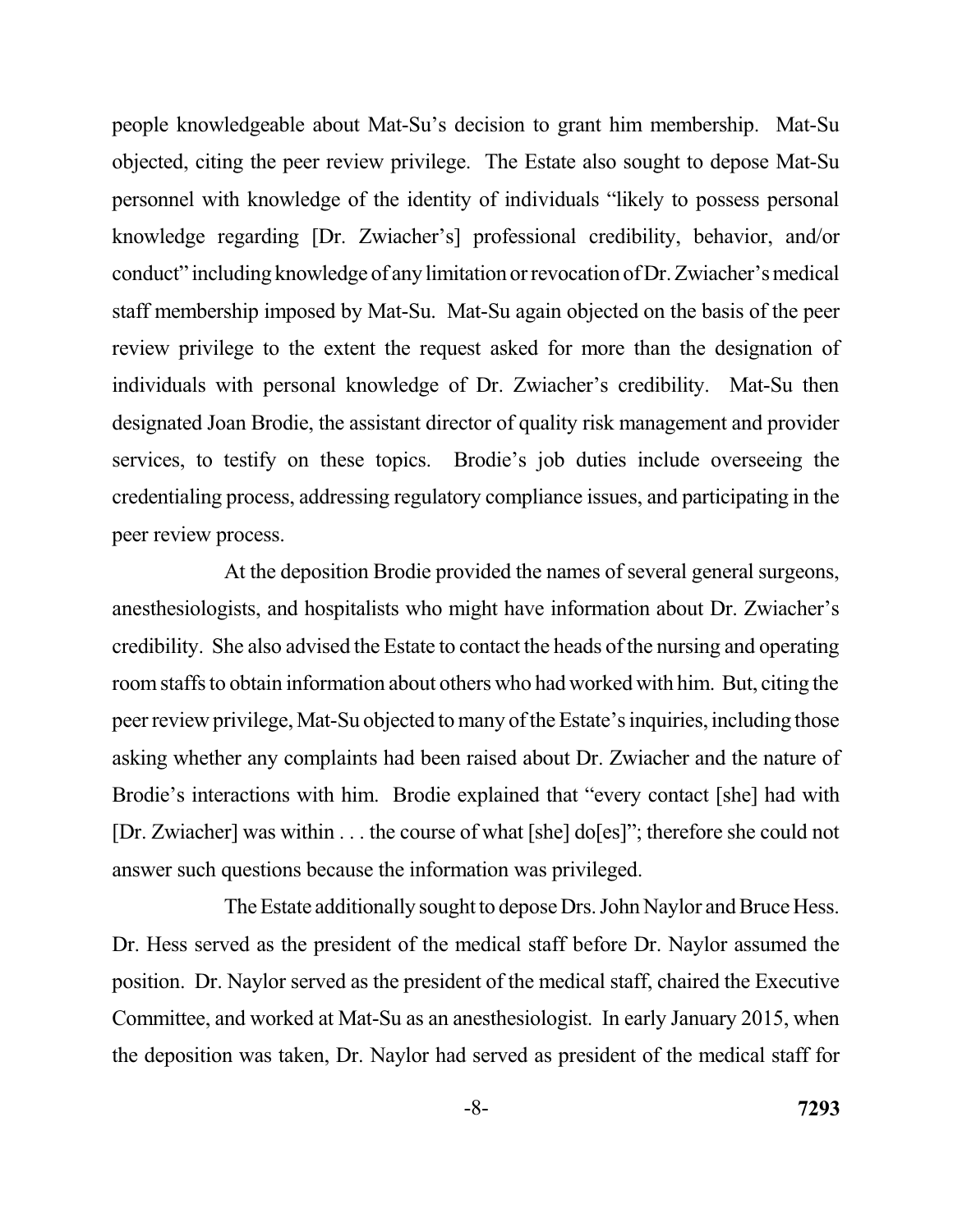people knowledgeable about Mat-Su's decision to grant him membership. Mat-Su objected, citing the peer review privilege. The Estate also sought to depose Mat-Su personnel with knowledge of the identity of individuals "likely to possess personal knowledge regarding [Dr. Zwiacher's] professional credibility, behavior, and/or conduct" including knowledge of any limitation or revocation of Dr. Zwiacher's medical staff membership imposed by Mat-Su. Mat-Su again objected on the basis of the peer review privilege to the extent the request asked for more than the designation of individuals with personal knowledge of Dr. Zwiacher's credibility. Mat-Su then designated Joan Brodie, the assistant director of quality risk management and provider services, to testify on these topics. Brodie's job duties include overseeing the credentialing process, addressing regulatory compliance issues, and participating in the peer review process.

At the deposition Brodie provided the names of several general surgeons, anesthesiologists, and hospitalists who might have information about Dr. Zwiacher's credibility. She also advised the Estate to contact the heads of the nursing and operating room staffs to obtain information about others who had worked with him. But, citing the peer review privilege, Mat-Su objected to many of the Estate's inquiries, including those asking whether any complaints had been raised about Dr. Zwiacher and the nature of Brodie's interactions with him. Brodie explained that "every contact [she] had with [Dr. Zwiacher] was within . . . the course of what [she] do[es]"; therefore she could not answer such questions because the information was privileged.

The Estate additionally sought to depose Drs. John Naylor and Bruce Hess. Dr. Hess served as the president of the medical staff before Dr. Naylor assumed the position. Dr. Naylor served as the president of the medical staff, chaired the Executive Committee, and worked at Mat-Su as an anesthesiologist. In early January 2015, when the deposition was taken, Dr. Naylor had served as president of the medical staff for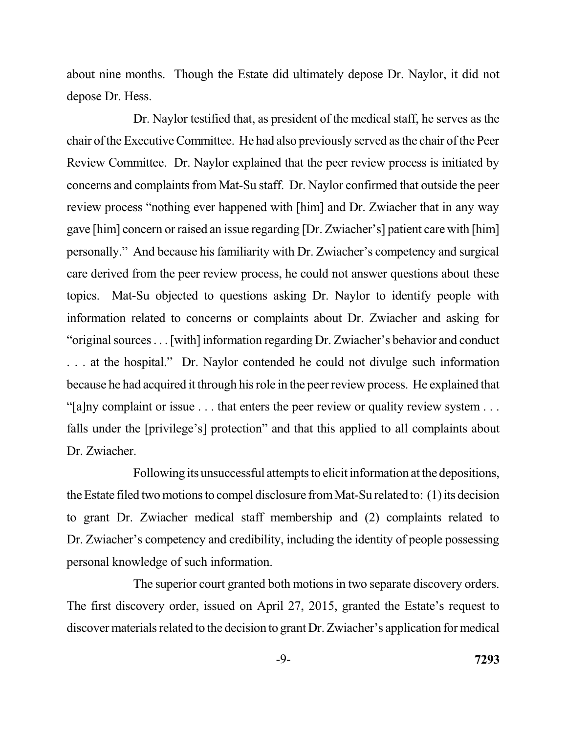about nine months. Though the Estate did ultimately depose Dr. Naylor, it did not depose Dr. Hess.

Dr. Naylor testified that, as president of the medical staff, he serves as the chair of the Executive Committee. He had also previously served as the chair of the Peer Review Committee. Dr. Naylor explained that the peer review process is initiated by concerns and complaints from Mat-Su staff. Dr. Naylor confirmed that outside the peer review process "nothing ever happened with [him] and Dr. Zwiacher that in any way gave [him] concern or raised an issue regarding [Dr. Zwiacher's] patient care with [him] personally." And because his familiarity with Dr. Zwiacher's competency and surgical care derived from the peer review process, he could not answer questions about these topics. Mat-Su objected to questions asking Dr. Naylor to identify people with information related to concerns or complaints about Dr. Zwiacher and asking for "original sources . . . [with] information regarding Dr. Zwiacher's behavior and conduct . . . at the hospital." Dr. Naylor contended he could not divulge such information because he had acquired it through his role in the peer review process. He explained that "[a]ny complaint or issue . . . that enters the peer review or quality review system . . . falls under the [privilege's] protection" and that this applied to all complaints about Dr. Zwiacher.

Following its unsuccessful attempts to elicit information at the depositions, the Estate filed two motions to compel disclosure from Mat-Su related to: (1) its decision to grant Dr. Zwiacher medical staff membership and (2) complaints related to Dr. Zwiacher's competency and credibility, including the identity of people possessing personal knowledge of such information.

The superior court granted both motions in two separate discovery orders. The first discovery order, issued on April 27, 2015, granted the Estate's request to discover materials related to the decision to grant Dr. Zwiacher's application for medical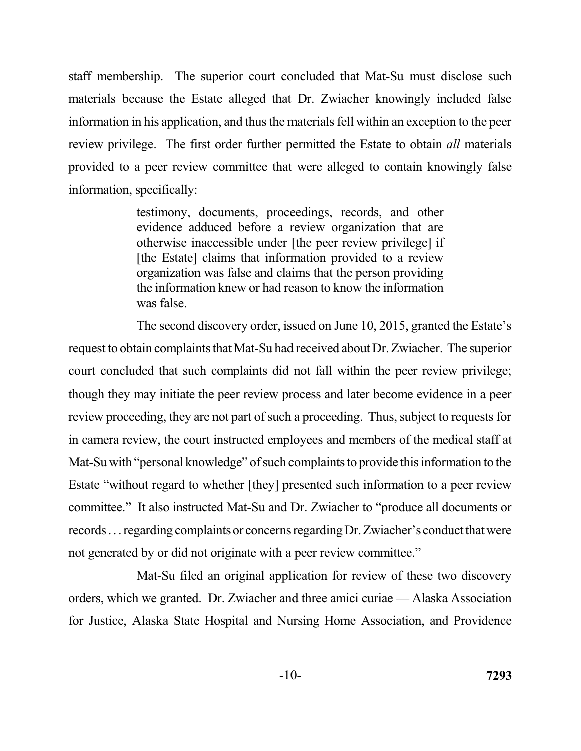staff membership. The superior court concluded that Mat-Su must disclose such materials because the Estate alleged that Dr. Zwiacher knowingly included false information in his application, and thus the materials fell within an exception to the peer review privilege. The first order further permitted the Estate to obtain *all* materials provided to a peer review committee that were alleged to contain knowingly false information, specifically:

> testimony, documents, proceedings, records, and other evidence adduced before a review organization that are otherwise inaccessible under [the peer review privilege] if [the Estate] claims that information provided to a review organization was false and claims that the person providing the information knew or had reason to know the information was false.

The second discovery order, issued on June 10, 2015, granted the Estate's request to obtain complaints that Mat-Su had received about Dr. Zwiacher. The superior court concluded that such complaints did not fall within the peer review privilege; though they may initiate the peer review process and later become evidence in a peer review proceeding, they are not part of such a proceeding. Thus, subject to requests for in camera review, the court instructed employees and members of the medical staff at Mat-Su with "personal knowledge" of such complaints to provide this information to the Estate "without regard to whether [they] presented such information to a peer review committee." It also instructed Mat-Su and Dr. Zwiacher to "produce all documents or records . . . regarding complaints or concerns regarding Dr. Zwiacher's conduct that were not generated by or did not originate with a peer review committee."

Mat-Su filed an original application for review of these two discovery orders, which we granted. Dr. Zwiacher and three amici curiae — Alaska Association for Justice, Alaska State Hospital and Nursing Home Association, and Providence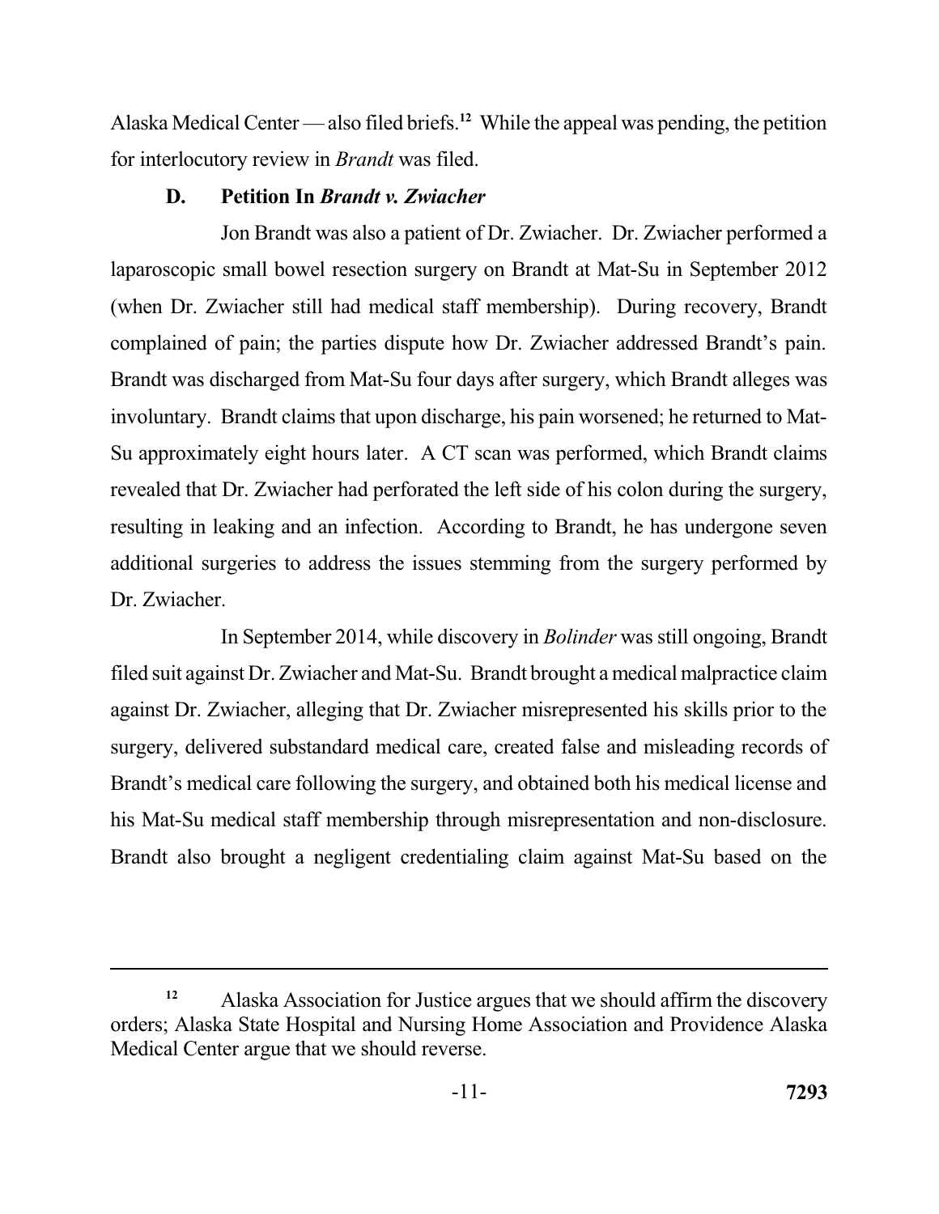Alaska Medical Center — also filed briefs.[12] While the appeal was pending, the petition for interlocutory review in *Brandt* was filed.

### D. Petition In *Brandt v. Zwiacher*

Jon Brandt was also a patient of Dr. Zwiacher. Dr. Zwiacher performed a laparoscopic small bowel resection surgery on Brandt at Mat-Su in September 2012 (when Dr. Zwiacher still had medical staff membership). During recovery, Brandt complained of pain; the parties dispute how Dr. Zwiacher addressed Brandt's pain. Brandt was discharged from Mat-Su four days after surgery, which Brandt alleges was involuntary. Brandt claims that upon discharge, his pain worsened; he returned to Mat-Su approximately eight hours later. A CT scan was performed, which Brandt claims revealed that Dr. Zwiacher had perforated the left side of his colon during the surgery, resulting in leaking and an infection. According to Brandt, he has undergone seven additional surgeries to address the issues stemming from the surgery performed by Dr. Zwiacher.

In September 2014, while discovery in *Bolinder* was still ongoing, Brandt filed suit against Dr. Zwiacher and Mat-Su. Brandt brought a medical malpractice claim against Dr. Zwiacher, alleging that Dr. Zwiacher misrepresented his skills prior to the surgery, delivered substandard medical care, created false and misleading records of Brandt's medical care following the surgery, and obtained both his medical license and his Mat-Su medical staff membership through misrepresentation and non-disclosure. Brandt also brought a negligent credentialing claim against Mat-Su based on the

---

[12] Alaska Association for Justice argues that we should affirm the discovery orders; Alaska State Hospital and Nursing Home Association and Providence Alaska Medical Center argue that we should reverse.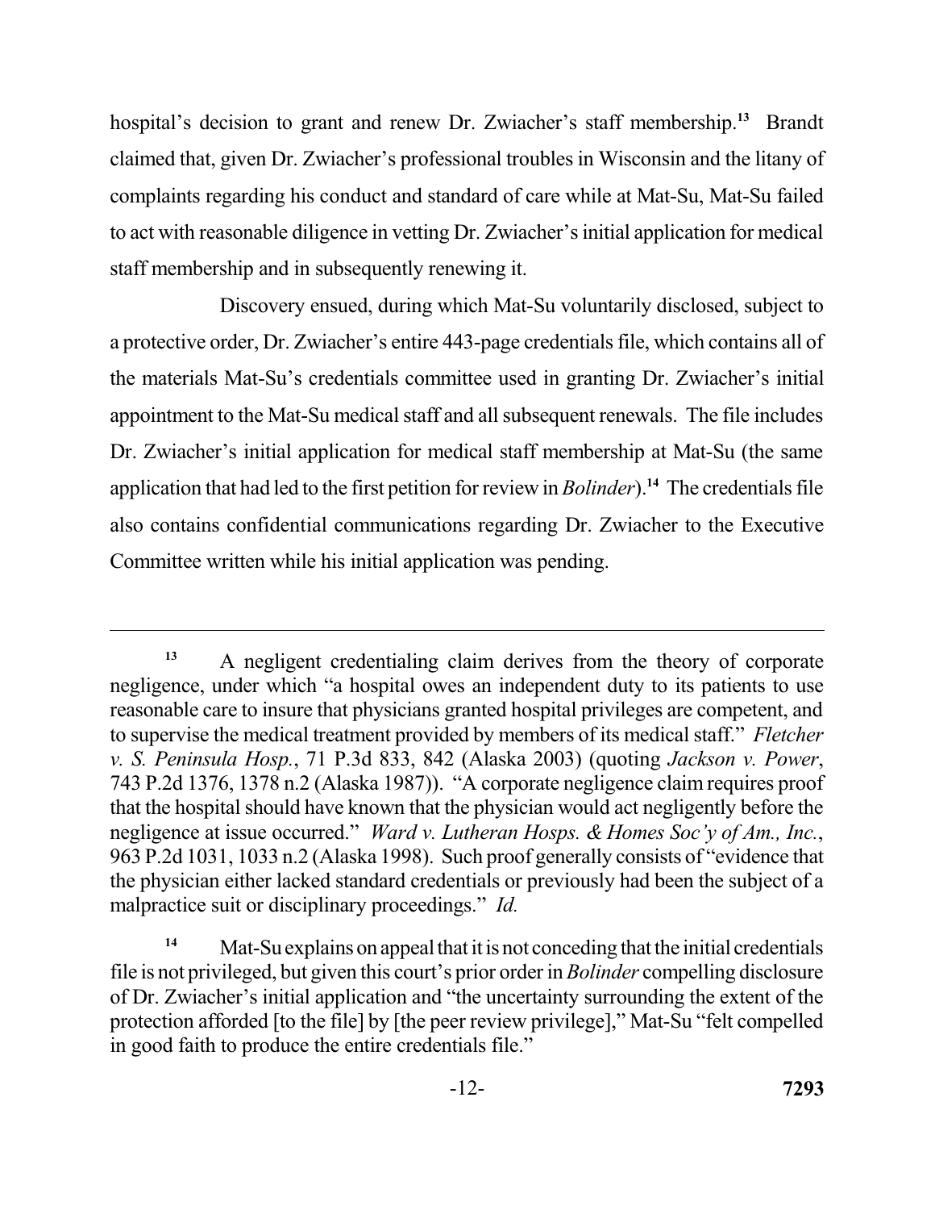hospital's decision to grant and renew Dr. Zwiacher's staff membership.[13] Brandt claimed that, given Dr. Zwiacher's professional troubles in Wisconsin and the litany of complaints regarding his conduct and standard of care while at Mat-Su, Mat-Su failed to act with reasonable diligence in vetting Dr. Zwiacher's initial application for medical staff membership and in subsequently renewing it.

Discovery ensued, during which Mat-Su voluntarily disclosed, subject to a protective order, Dr. Zwiacher's entire 443-page credentials file, which contains all of the materials Mat-Su's credentials committee used in granting Dr. Zwiacher's initial appointment to the Mat-Su medical staff and all subsequent renewals. The file includes Dr. Zwiacher's initial application for medical staff membership at Mat-Su (the same application that had led to the first petition for review in *Bolinder*).[14] The credentials file also contains confidential communications regarding Dr. Zwiacher to the Executive Committee written while his initial application was pending.

---

[13] A negligent credentialing claim derives from the theory of corporate negligence, under which "a hospital owes an independent duty to its patients to use reasonable care to insure that physicians granted hospital privileges are competent, and to supervise the medical treatment provided by members of its medical staff." *Fletcher v. S. Peninsula Hosp.*, 71 P.3d 833, 842 (Alaska 2003) (quoting *Jackson v. Power*, 743 P.2d 1376, 1378 n.2 (Alaska 1987)). "A corporate negligence claim requires proof that the hospital should have known that the physician would act negligently before the negligence at issue occurred." *Ward v. Lutheran Hosps. & Homes Soc'y of Am., Inc.*, 963 P.2d 1031, 1033 n.2 (Alaska 1998). Such proof generally consists of "evidence that the physician either lacked standard credentials or previously had been the subject of a malpractice suit or disciplinary proceedings." *Id.*

[14] Mat-Su explains on appeal that it is not conceding that the initial credentials file is not privileged, but given this court's prior order in *Bolinder* compelling disclosure of Dr. Zwiacher's initial application and "the uncertainty surrounding the extent of the protection afforded [to the file] by [the peer review privilege]," Mat-Su "felt compelled in good faith to produce the entire credentials file."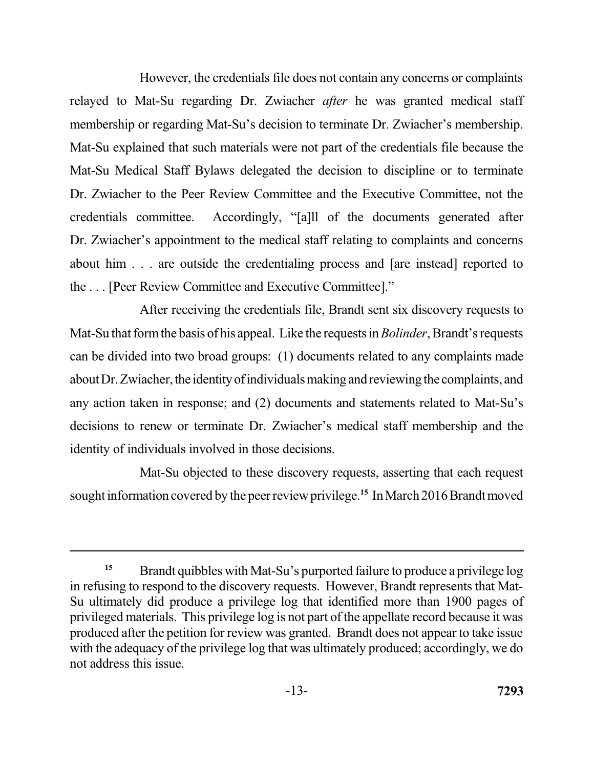However, the credentials file does not contain any concerns or complaints relayed to Mat-Su regarding Dr. Zwiacher *after* he was granted medical staff membership or regarding Mat-Su's decision to terminate Dr. Zwiacher's membership. Mat-Su explained that such materials were not part of the credentials file because the Mat-Su Medical Staff Bylaws delegated the decision to discipline or to terminate Dr. Zwiacher to the Peer Review Committee and the Executive Committee, not the credentials committee. Accordingly, "[a]ll of the documents generated after Dr. Zwiacher's appointment to the medical staff relating to complaints and concerns about him . . . are outside the credentialing process and [are instead] reported to the . . . [Peer Review Committee and Executive Committee]."

After receiving the credentials file, Brandt sent six discovery requests to Mat-Su that form the basis of his appeal. Like the requests in *Bolinder*, Brandt's requests can be divided into two broad groups: (1) documents related to any complaints made about Dr. Zwiacher, the identity of individuals making and reviewing the complaints, and any action taken in response; and (2) documents and statements related to Mat-Su's decisions to renew or terminate Dr. Zwiacher's medical staff membership and the identity of individuals involved in those decisions.

Mat-Su objected to these discovery requests, asserting that each request sought information covered by the peer review privilege.[15] In March 2016 Brandt moved

---

[15] Brandt quibbles with Mat-Su's purported failure to produce a privilege log in refusing to respond to the discovery requests. However, Brandt represents that Mat-Su ultimately did produce a privilege log that identified more than 1900 pages of privileged materials. This privilege log is not part of the appellate record because it was produced after the petition for review was granted. Brandt does not appear to take issue with the adequacy of the privilege log that was ultimately produced; accordingly, we do not address this issue.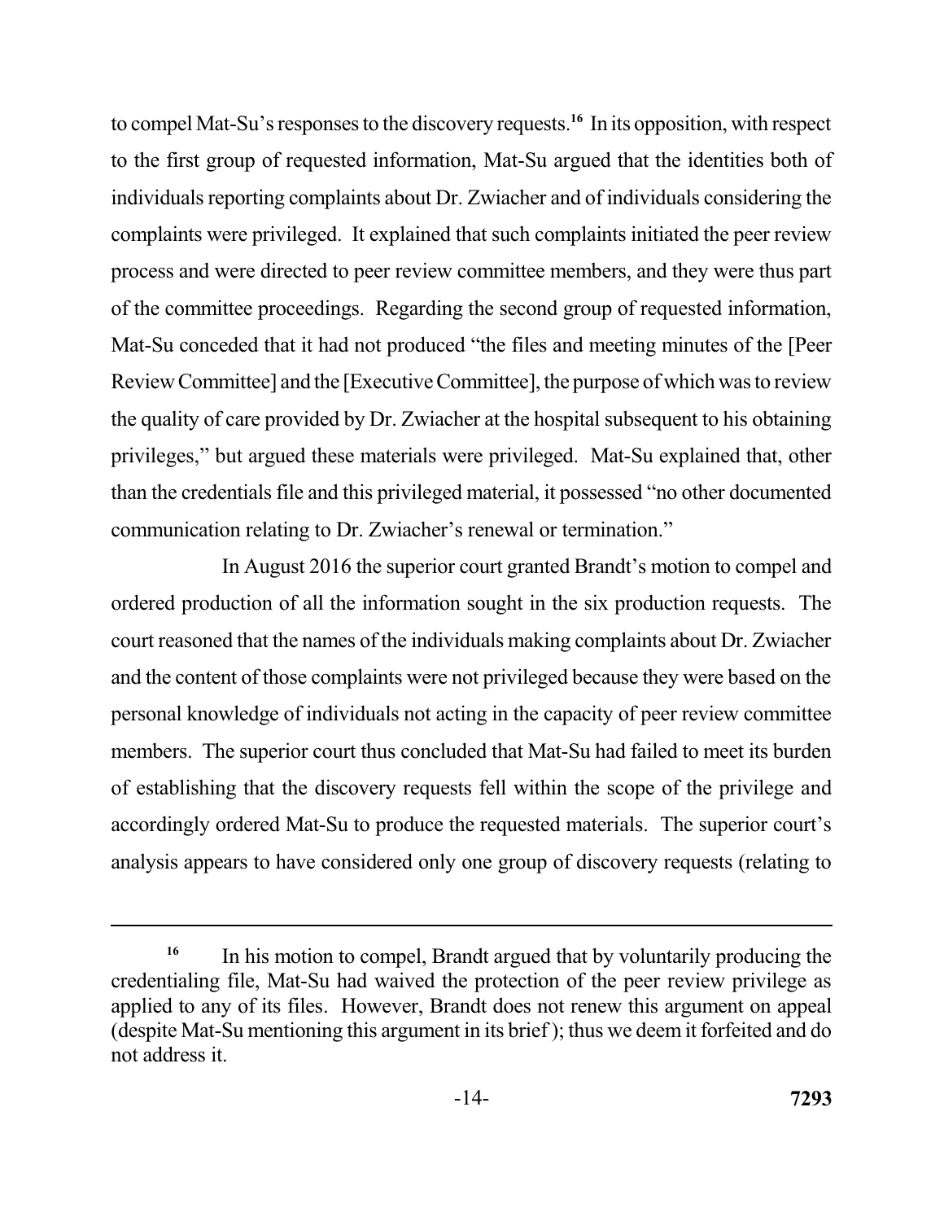to compel Mat-Su's responses to the discovery requests.[16] In its opposition, with respect to the first group of requested information, Mat-Su argued that the identities both of individuals reporting complaints about Dr. Zwiacher and of individuals considering the complaints were privileged. It explained that such complaints initiated the peer review process and were directed to peer review committee members, and they were thus part of the committee proceedings. Regarding the second group of requested information, Mat-Su conceded that it had not produced "the files and meeting minutes of the [Peer Review Committee] and the [Executive Committee], the purpose of which was to review the quality of care provided by Dr. Zwiacher at the hospital subsequent to his obtaining privileges," but argued these materials were privileged. Mat-Su explained that, other than the credentials file and this privileged material, it possessed "no other documented communication relating to Dr. Zwiacher's renewal or termination."

In August 2016 the superior court granted Brandt's motion to compel and ordered production of all the information sought in the six production requests. The court reasoned that the names of the individuals making complaints about Dr. Zwiacher and the content of those complaints were not privileged because they were based on the personal knowledge of individuals not acting in the capacity of peer review committee members. The superior court thus concluded that Mat-Su had failed to meet its burden of establishing that the discovery requests fell within the scope of the privilege and accordingly ordered Mat-Su to produce the requested materials. The superior court's analysis appears to have considered only one group of discovery requests (relating to

---

[16] In his motion to compel, Brandt argued that by voluntarily producing the credentialing file, Mat-Su had waived the protection of the peer review privilege as applied to any of its files. However, Brandt does not renew this argument on appeal (despite Mat-Su mentioning this argument in its brief); thus we deem it forfeited and do not address it.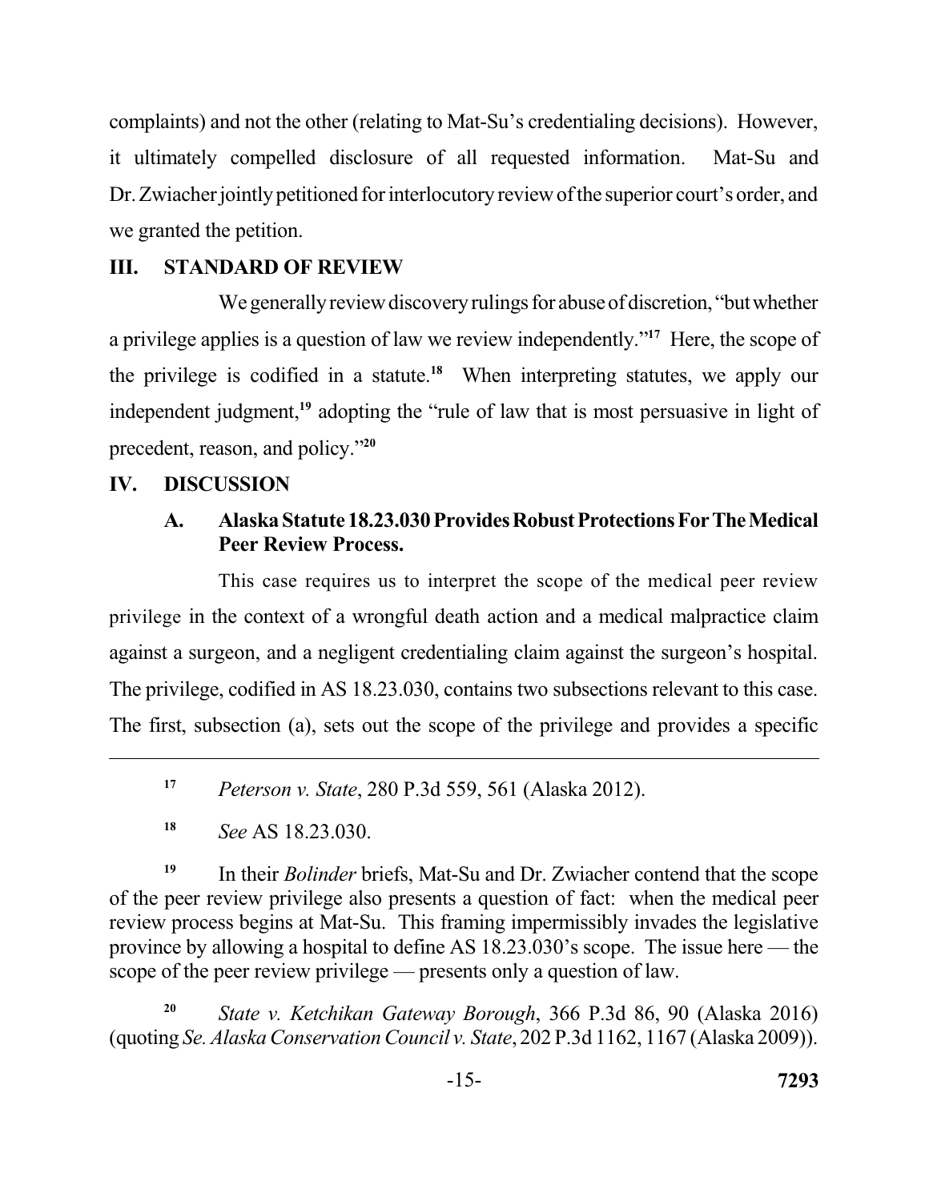complaints) and not the other (relating to Mat-Su's credentialing decisions). However, it ultimately compelled disclosure of all requested information. Mat-Su and Dr. Zwiacher jointly petitioned for interlocutory review of the superior court's order, and we granted the petition.

## III. STANDARD OF REVIEW

We generally review discovery rulings for abuse of discretion, "but whether a privilege applies is a question of law we review independently."[17] Here, the scope of the privilege is codified in a statute.[18] When interpreting statutes, we apply our independent judgment,[19] adopting the "rule of law that is most persuasive in light of precedent, reason, and policy."[20]

## IV. DISCUSSION

### A. Alaska Statute 18.23.030 Provides Robust Protections For The Medical Peer Review Process.

This case requires us to interpret the scope of the medical peer review privilege in the context of a wrongful death action and a medical malpractice claim against a surgeon, and a negligent credentialing claim against the surgeon's hospital. The privilege, codified in AS 18.23.030, contains two subsections relevant to this case. The first, subsection (a), sets out the scope of the privilege and provides a specific

---

[17] *Peterson v. State*, 280 P.3d 559, 561 (Alaska 2012).

[18] *See* AS 18.23.030.

[19] In their *Bolinder* briefs, Mat-Su and Dr. Zwiacher contend that the scope of the peer review privilege also presents a question of fact: when the medical peer review process begins at Mat-Su. This framing impermissibly invades the legislative province by allowing a hospital to define AS 18.23.030's scope. The issue here — the scope of the peer review privilege — presents only a question of law.

[20] *State v. Ketchikan Gateway Borough*, 366 P.3d 86, 90 (Alaska 2016) (quoting *Se. Alaska Conservation Council v. State*, 202 P.3d 1162, 1167 (Alaska 2009)).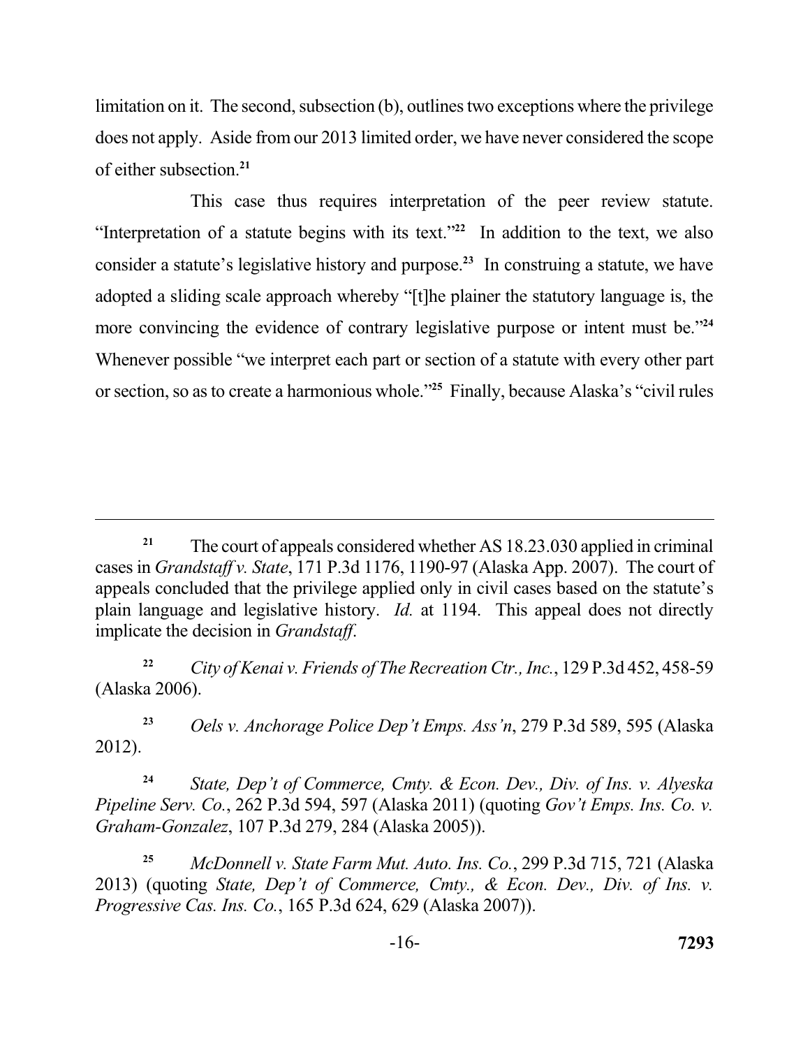limitation on it. The second, subsection (b), outlines two exceptions where the privilege does not apply. Aside from our 2013 limited order, we have never considered the scope of either subsection.[21]

This case thus requires interpretation of the peer review statute. "Interpretation of a statute begins with its text."[22] In addition to the text, we also consider a statute's legislative history and purpose.[23] In construing a statute, we have adopted a sliding scale approach whereby "[t]he plainer the statutory language is, the more convincing the evidence of contrary legislative purpose or intent must be."[24] Whenever possible "we interpret each part or section of a statute with every other part or section, so as to create a harmonious whole."[25] Finally, because Alaska's "civil rules

---

[21] The court of appeals considered whether AS 18.23.030 applied in criminal cases in *Grandstaff v. State*, 171 P.3d 1176, 1190-97 (Alaska App. 2007). The court of appeals concluded that the privilege applied only in civil cases based on the statute's plain language and legislative history. *Id.* at 1194. This appeal does not directly implicate the decision in *Grandstaff*.

[22] *City of Kenai v. Friends of The Recreation Ctr., Inc.*, 129 P.3d 452, 458-59 (Alaska 2006).

[23] *Oels v. Anchorage Police Dep't Emps. Ass'n*, 279 P.3d 589, 595 (Alaska 2012).

[24] *State, Dep't of Commerce, Cmty. & Econ. Dev., Div. of Ins. v. Alyeska Pipeline Serv. Co.*, 262 P.3d 594, 597 (Alaska 2011) (quoting *Gov't Emps. Ins. Co. v. Graham-Gonzalez*, 107 P.3d 279, 284 (Alaska 2005)).

[25] *McDonnell v. State Farm Mut. Auto. Ins. Co.*, 299 P.3d 715, 721 (Alaska 2013) (quoting *State, Dep't of Commerce, Cmty., & Econ. Dev., Div. of Ins. v. Progressive Cas. Ins. Co.*, 165 P.3d 624, 629 (Alaska 2007)).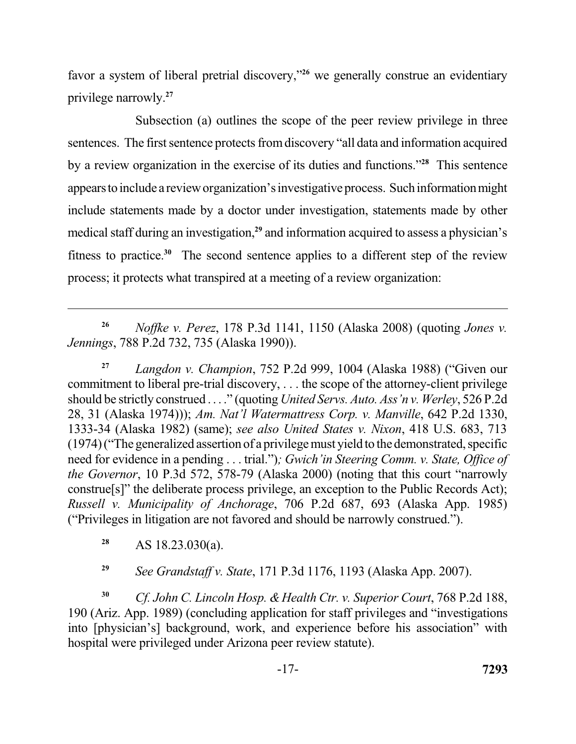favor a system of liberal pretrial discovery,"[26] we generally construe an evidentiary privilege narrowly.[27]

Subsection (a) outlines the scope of the peer review privilege in three sentences. The first sentence protects from discovery "all data and information acquired by a review organization in the exercise of its duties and functions."[28] This sentence appears to include a review organization's investigative process. Such information might include statements made by a doctor under investigation, statements made by other medical staff during an investigation,[29] and information acquired to assess a physician's fitness to practice.[30] The second sentence applies to a different step of the review process; it protects what transpired at a meeting of a review organization:

---

[26] *Noffke v. Perez*, 178 P.3d 1141, 1150 (Alaska 2008) (quoting *Jones v. Jennings*, 788 P.2d 732, 735 (Alaska 1990)).

[27] *Langdon v. Champion*, 752 P.2d 999, 1004 (Alaska 1988) ("Given our commitment to liberal pre-trial discovery, . . . the scope of the attorney-client privilege should be strictly construed . . . ." (quoting *United Servs. Auto. Ass'n v. Werley*, 526 P.2d 28, 31 (Alaska 1974))); *Am. Nat'l Watermattress Corp. v. Manville*, 642 P.2d 1330, 1333-34 (Alaska 1982) (same); *see also United States v. Nixon*, 418 U.S. 683, 713 (1974) ("The generalized assertion of a privilege must yield to the demonstrated, specific need for evidence in a pending . . . trial."); *Gwich'in Steering Comm. v. State, Office of the Governor*, 10 P.3d 572, 578-79 (Alaska 2000) (noting that this court "narrowly construe[s]" the deliberate process privilege, an exception to the Public Records Act); *Russell v. Municipality of Anchorage*, 706 P.2d 687, 693 (Alaska App. 1985) ("Privileges in litigation are not favored and should be narrowly construed.").

[28] AS 18.23.030(a).

[29] *See Grandstaff v. State*, 171 P.3d 1176, 1193 (Alaska App. 2007).

[30] *Cf. John C. Lincoln Hosp. & Health Ctr. v. Superior Court*, 768 P.2d 188, 190 (Ariz. App. 1989) (concluding application for staff privileges and "investigations into [physician's] background, work, and experience before his association" with hospital were privileged under Arizona peer review statute).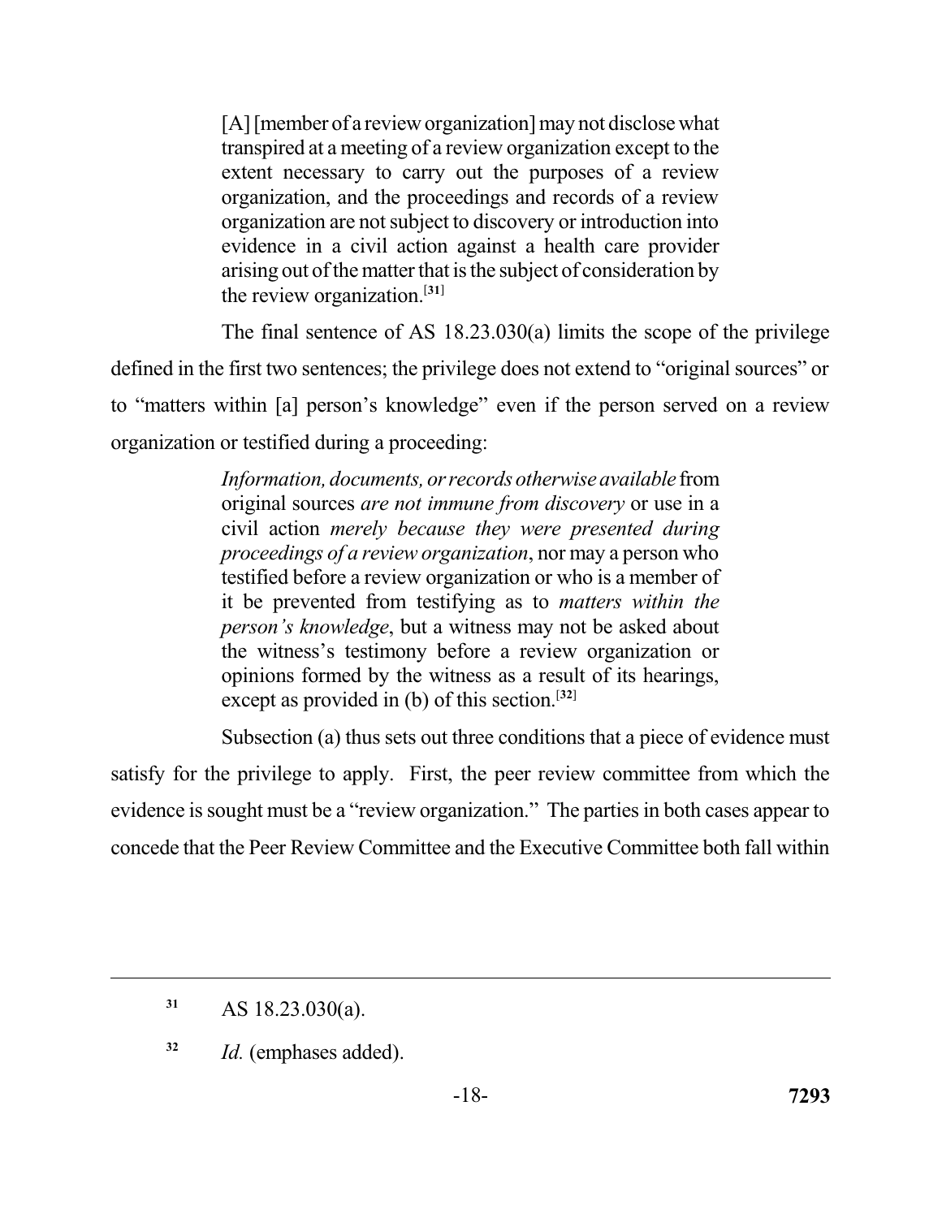> [A] [member of a review organization] may not disclose what transpired at a meeting of a review organization except to the extent necessary to carry out the purposes of a review organization, and the proceedings and records of a review organization are not subject to discovery or introduction into evidence in a civil action against a health care provider arising out of the matter that is the subject of consideration by the review organization.[31]

The final sentence of AS 18.23.030(a) limits the scope of the privilege defined in the first two sentences; the privilege does not extend to "original sources" or to "matters within [a] person's knowledge" even if the person served on a review organization or testified during a proceeding:

> *Information, documents, or records otherwise available* from original sources *are not immune from discovery* or use in a civil action *merely because they were presented during proceedings of a review organization*, nor may a person who testified before a review organization or who is a member of it be prevented from testifying as to *matters within the person's knowledge*, but a witness may not be asked about the witness's testimony before a review organization or opinions formed by the witness as a result of its hearings, except as provided in (b) of this section.[32]

Subsection (a) thus sets out three conditions that a piece of evidence must satisfy for the privilege to apply. First, the peer review committee from which the evidence is sought must be a "review organization." The parties in both cases appear to concede that the Peer Review Committee and the Executive Committee both fall within

---

[31] AS 18.23.030(a).

[32] *Id.* (emphases added).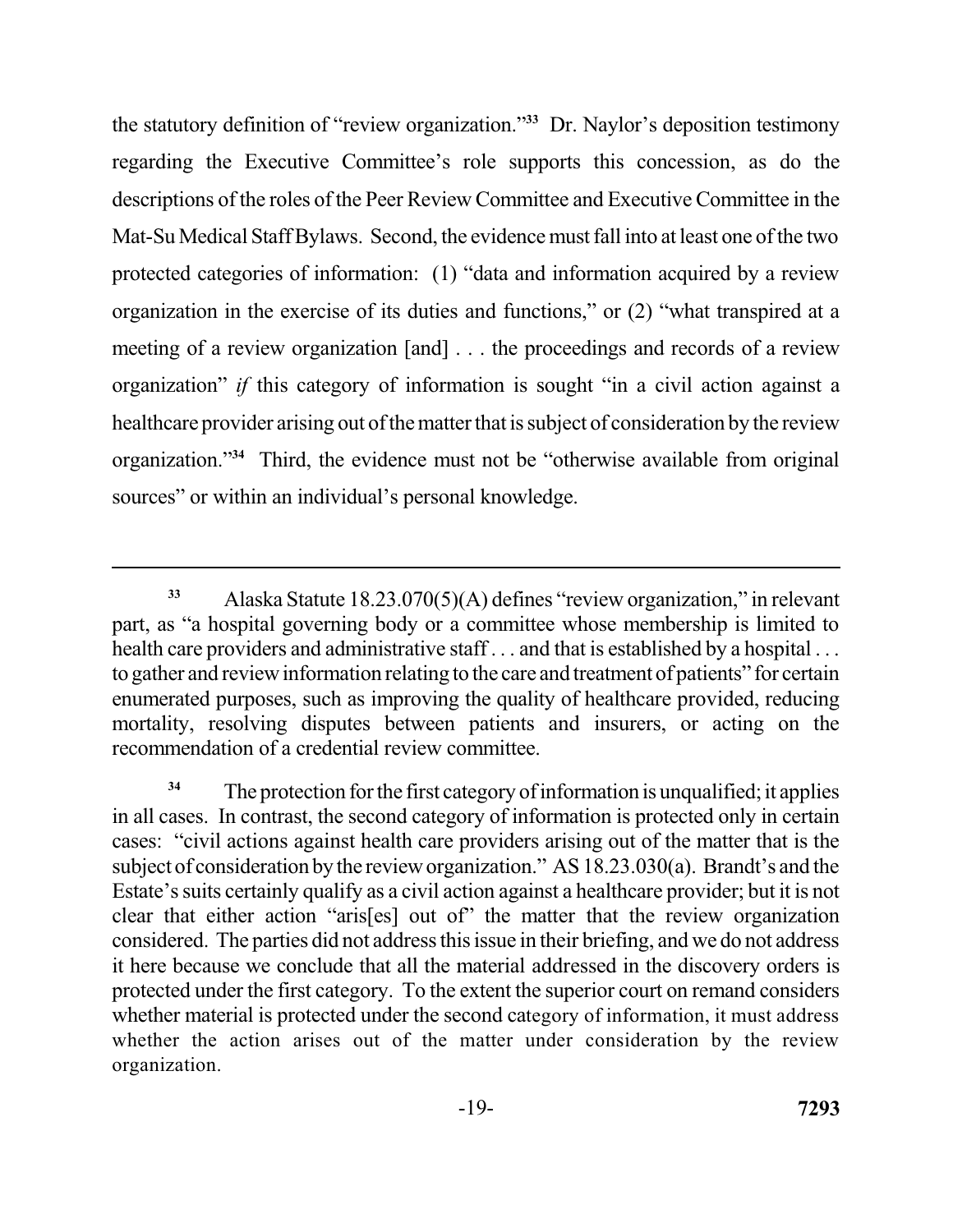the statutory definition of "review organization."[33] Dr. Naylor's deposition testimony regarding the Executive Committee's role supports this concession, as do the descriptions of the roles of the Peer Review Committee and Executive Committee in the Mat-Su Medical Staff Bylaws. Second, the evidence must fall into at least one of the two protected categories of information: (1) "data and information acquired by a review organization in the exercise of its duties and functions," or (2) "what transpired at a meeting of a review organization [and] . . . the proceedings and records of a review organization" *if* this category of information is sought "in a civil action against a healthcare provider arising out of the matter that is subject of consideration by the review organization."[34] Third, the evidence must not be "otherwise available from original sources" or within an individual's personal knowledge.

---

[33] Alaska Statute 18.23.070(5)(A) defines "review organization," in relevant part, as "a hospital governing body or a committee whose membership is limited to health care providers and administrative staff . . . and that is established by a hospital . . . to gather and review information relating to the care and treatment of patients" for certain enumerated purposes, such as improving the quality of healthcare provided, reducing mortality, resolving disputes between patients and insurers, or acting on the recommendation of a credential review committee.

[34] The protection for the first category of information is unqualified; it applies in all cases. In contrast, the second category of information is protected only in certain cases: "civil actions against health care providers arising out of the matter that is the subject of consideration by the review organization." AS 18.23.030(a). Brandt's and the Estate's suits certainly qualify as a civil action against a healthcare provider; but it is not clear that either action "aris[es] out of" the matter that the review organization considered. The parties did not address this issue in their briefing, and we do not address it here because we conclude that all the material addressed in the discovery orders is protected under the first category. To the extent the superior court on remand considers whether material is protected under the second category of information, it must address whether the action arises out of the matter under consideration by the review organization.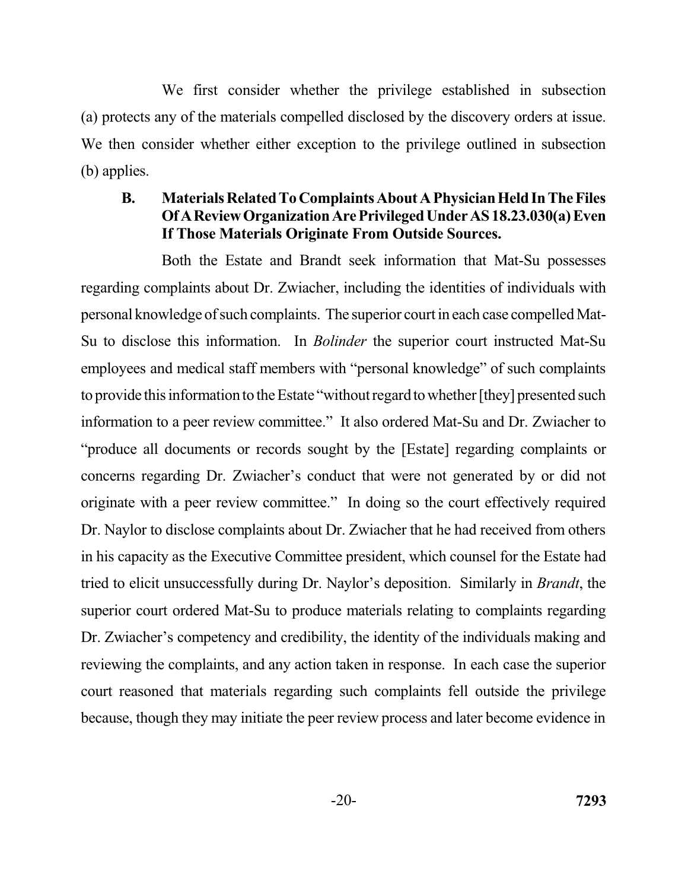We first consider whether the privilege established in subsection (a) protects any of the materials compelled disclosed by the discovery orders at issue. We then consider whether either exception to the privilege outlined in subsection (b) applies.

### B. Materials Related To Complaints About A Physician Held In The Files Of A Review Organization Are Privileged Under AS 18.23.030(a) Even If Those Materials Originate From Outside Sources.

Both the Estate and Brandt seek information that Mat-Su possesses regarding complaints about Dr. Zwiacher, including the identities of individuals with personal knowledge of such complaints. The superior court in each case compelled Mat-Su to disclose this information. In *Bolinder* the superior court instructed Mat-Su employees and medical staff members with "personal knowledge" of such complaints to provide this information to the Estate "without regard to whether [they] presented such information to a peer review committee." It also ordered Mat-Su and Dr. Zwiacher to "produce all documents or records sought by the [Estate] regarding complaints or concerns regarding Dr. Zwiacher's conduct that were not generated by or did not originate with a peer review committee." In doing so the court effectively required Dr. Naylor to disclose complaints about Dr. Zwiacher that he had received from others in his capacity as the Executive Committee president, which counsel for the Estate had tried to elicit unsuccessfully during Dr. Naylor's deposition. Similarly in *Brandt*, the superior court ordered Mat-Su to produce materials relating to complaints regarding Dr. Zwiacher's competency and credibility, the identity of the individuals making and reviewing the complaints, and any action taken in response. In each case the superior court reasoned that materials regarding such complaints fell outside the privilege because, though they may initiate the peer review process and later become evidence in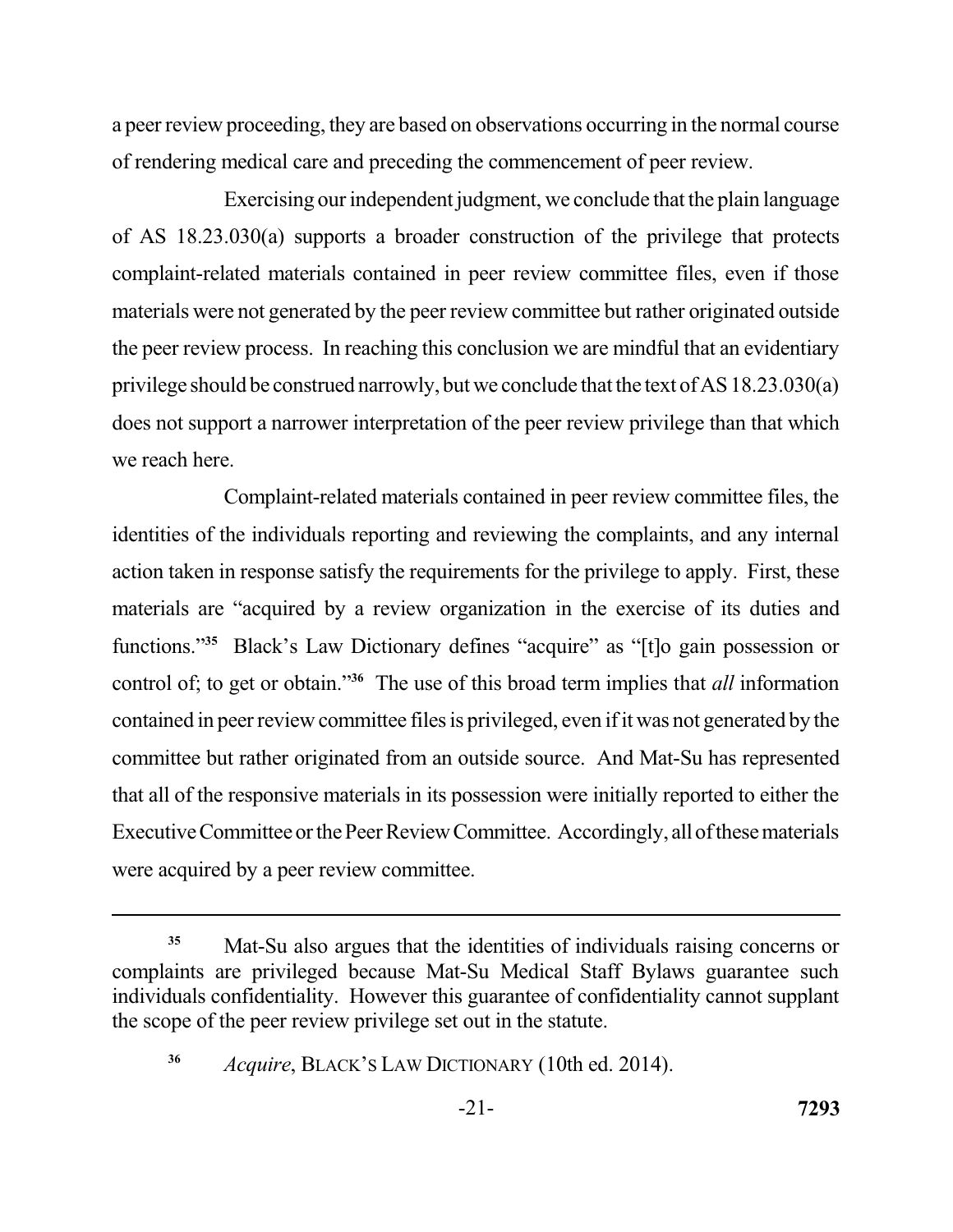a peer review proceeding, they are based on observations occurring in the normal course of rendering medical care and preceding the commencement of peer review.

Exercising our independent judgment, we conclude that the plain language of AS 18.23.030(a) supports a broader construction of the privilege that protects complaint-related materials contained in peer review committee files, even if those materials were not generated by the peer review committee but rather originated outside the peer review process. In reaching this conclusion we are mindful that an evidentiary privilege should be construed narrowly, but we conclude that the text of AS 18.23.030(a) does not support a narrower interpretation of the peer review privilege than that which we reach here.

Complaint-related materials contained in peer review committee files, the identities of the individuals reporting and reviewing the complaints, and any internal action taken in response satisfy the requirements for the privilege to apply. First, these materials are "acquired by a review organization in the exercise of its duties and functions."[35] Black's Law Dictionary defines "acquire" as "[t]o gain possession or control of; to get or obtain."[36] The use of this broad term implies that *all* information contained in peer review committee files is privileged, even if it was not generated by the committee but rather originated from an outside source. And Mat-Su has represented that all of the responsive materials in its possession were initially reported to either the Executive Committee or the Peer Review Committee. Accordingly, all of these materials were acquired by a peer review committee.

---

[35] Mat-Su also argues that the identities of individuals raising concerns or complaints are privileged because Mat-Su Medical Staff Bylaws guarantee such individuals confidentiality. However this guarantee of confidentiality cannot supplant the scope of the peer review privilege set out in the statute.

[36] *Acquire*, BLACK'S LAW DICTIONARY (10th ed. 2014).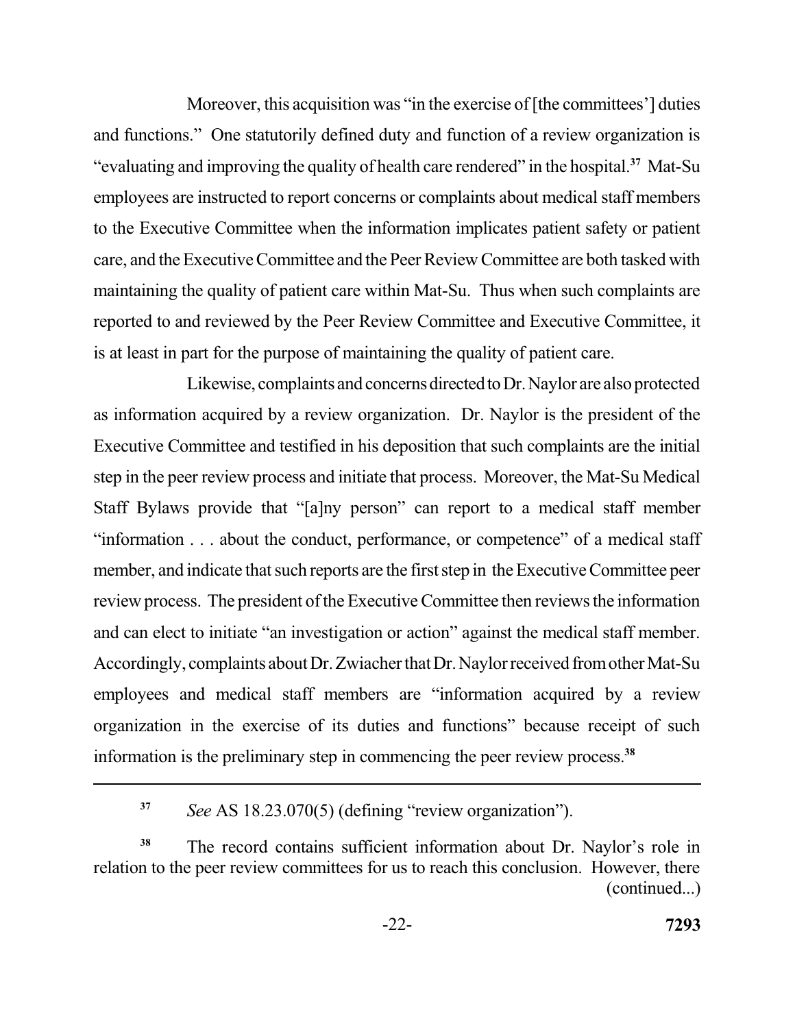Moreover, this acquisition was "in the exercise of [the committees'] duties and functions." One statutorily defined duty and function of a review organization is "evaluating and improving the quality of health care rendered" in the hospital.[37] Mat-Su employees are instructed to report concerns or complaints about medical staff members to the Executive Committee when the information implicates patient safety or patient care, and the Executive Committee and the Peer Review Committee are both tasked with maintaining the quality of patient care within Mat-Su. Thus when such complaints are reported to and reviewed by the Peer Review Committee and Executive Committee, it is at least in part for the purpose of maintaining the quality of patient care.

Likewise, complaints and concerns directed to Dr. Naylor are also protected as information acquired by a review organization. Dr. Naylor is the president of the Executive Committee and testified in his deposition that such complaints are the initial step in the peer review process and initiate that process. Moreover, the Mat-Su Medical Staff Bylaws provide that "[a]ny person" can report to a medical staff member "information . . . about the conduct, performance, or competence" of a medical staff member, and indicate that such reports are the first step in the Executive Committee peer review process. The president of the Executive Committee then reviews the information and can elect to initiate "an investigation or action" against the medical staff member. Accordingly, complaints about Dr. Zwiacher that Dr. Naylor received from other Mat-Su employees and medical staff members are "information acquired by a review organization in the exercise of its duties and functions" because receipt of such information is the preliminary step in commencing the peer review process.[38]

---

[37] *See* AS 18.23.070(5) (defining "review organization").

[38] The record contains sufficient information about Dr. Naylor's role in relation to the peer review committees for us to reach this conclusion. However, there (continued...)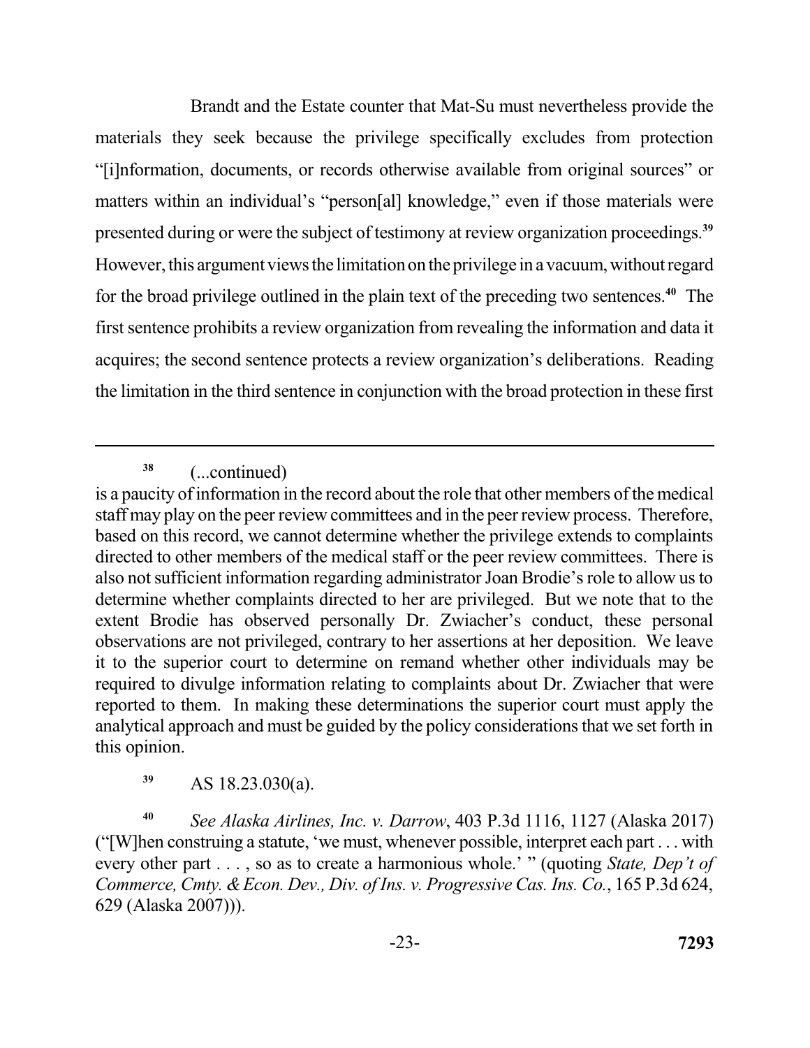Brandt and the Estate counter that Mat-Su must nevertheless provide the materials they seek because the privilege specifically excludes from protection "[i]nformation, documents, or records otherwise available from original sources" or matters within an individual's "person[al] knowledge," even if those materials were presented during or were the subject of testimony at review organization proceedings.[39] However, this argument views the limitation on the privilege in a vacuum, without regard for the broad privilege outlined in the plain text of the preceding two sentences.[40] The first sentence prohibits a review organization from revealing the information and data it acquires; the second sentence protects a review organization's deliberations. Reading the limitation in the third sentence in conjunction with the broad protection in these first

---

[38] (...continued)
is a paucity of information in the record about the role that other members of the medical staff may play on the peer review committees and in the peer review process. Therefore, based on this record, we cannot determine whether the privilege extends to complaints directed to other members of the medical staff or the peer review committees. There is also not sufficient information regarding administrator Joan Brodie's role to allow us to determine whether complaints directed to her are privileged. But we note that to the extent Brodie has observed personally Dr. Zwiacher's conduct, these personal observations are not privileged, contrary to her assertions at her deposition. We leave it to the superior court to determine on remand whether other individuals may be required to divulge information relating to complaints about Dr. Zwiacher that were reported to them. In making these determinations the superior court must apply the analytical approach and must be guided by the policy considerations that we set forth in this opinion.

[39] AS 18.23.030(a).

[40] *See Alaska Airlines, Inc. v. Darrow*, 403 P.3d 1116, 1127 (Alaska 2017) ("[W]hen construing a statute, 'we must, whenever possible, interpret each part . . . with every other part . . . , so as to create a harmonious whole.' " (quoting *State, Dep't of Commerce, Cmty. & Econ. Dev., Div. of Ins. v. Progressive Cas. Ins. Co.*, 165 P.3d 624, 629 (Alaska 2007))).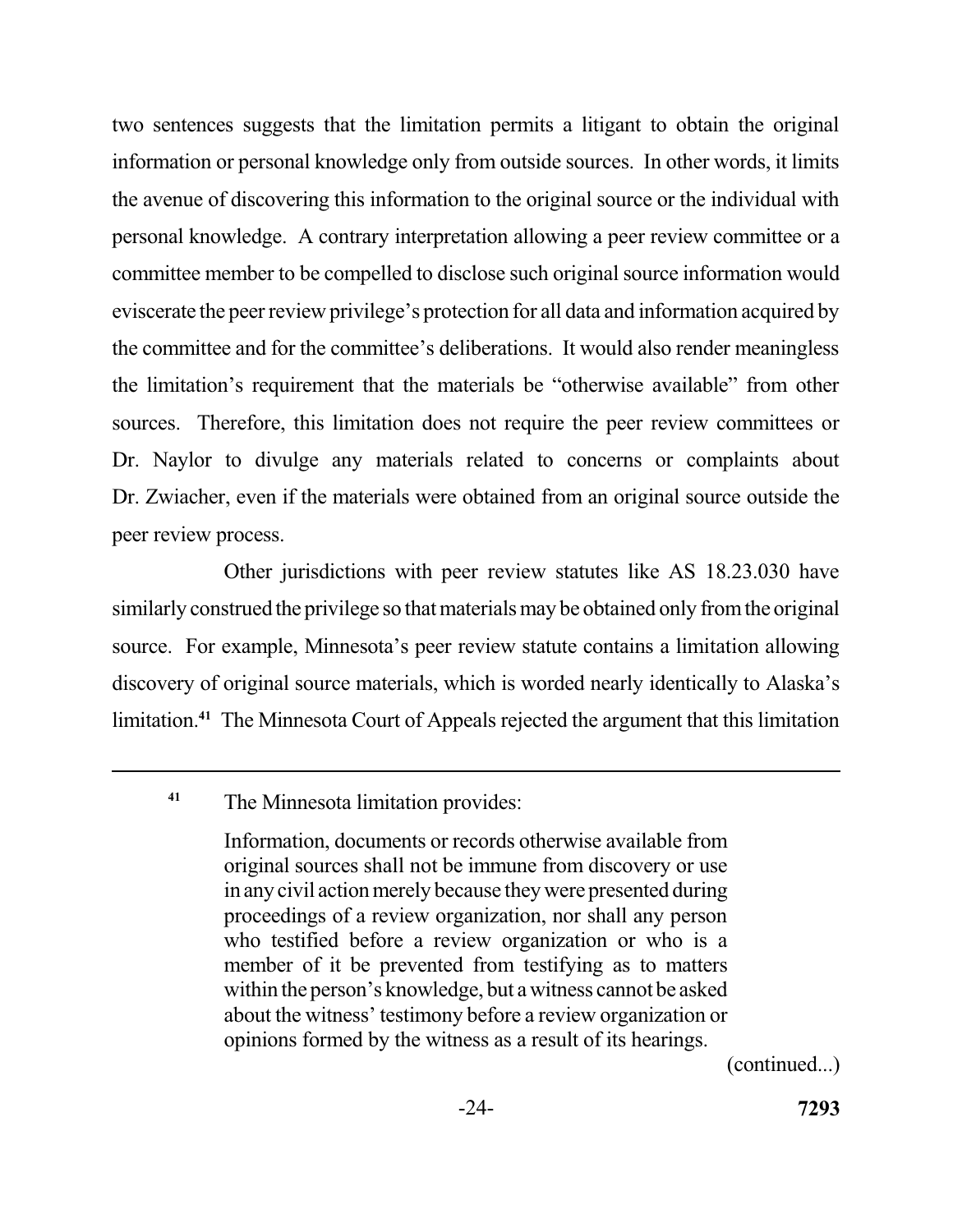two sentences suggests that the limitation permits a litigant to obtain the original information or personal knowledge only from outside sources. In other words, it limits the avenue of discovering this information to the original source or the individual with personal knowledge. A contrary interpretation allowing a peer review committee or a committee member to be compelled to disclose such original source information would eviscerate the peer review privilege's protection for all data and information acquired by the committee and for the committee's deliberations. It would also render meaningless the limitation's requirement that the materials be "otherwise available" from other sources. Therefore, this limitation does not require the peer review committees or Dr. Naylor to divulge any materials related to concerns or complaints about Dr. Zwiacher, even if the materials were obtained from an original source outside the peer review process.

Other jurisdictions with peer review statutes like AS 18.23.030 have similarly construed the privilege so that materials may be obtained only from the original source. For example, Minnesota's peer review statute contains a limitation allowing discovery of original source materials, which is worded nearly identically to Alaska's limitation.[41] The Minnesota Court of Appeals rejected the argument that this limitation

---

[41] The Minnesota limitation provides:

> Information, documents or records otherwise available from original sources shall not be immune from discovery or use in any civil action merely because they were presented during proceedings of a review organization, nor shall any person who testified before a review organization or who is a member of it be prevented from testifying as to matters within the person's knowledge, but a witness cannot be asked about the witness' testimony before a review organization or opinions formed by the witness as a result of its hearings.

(continued...)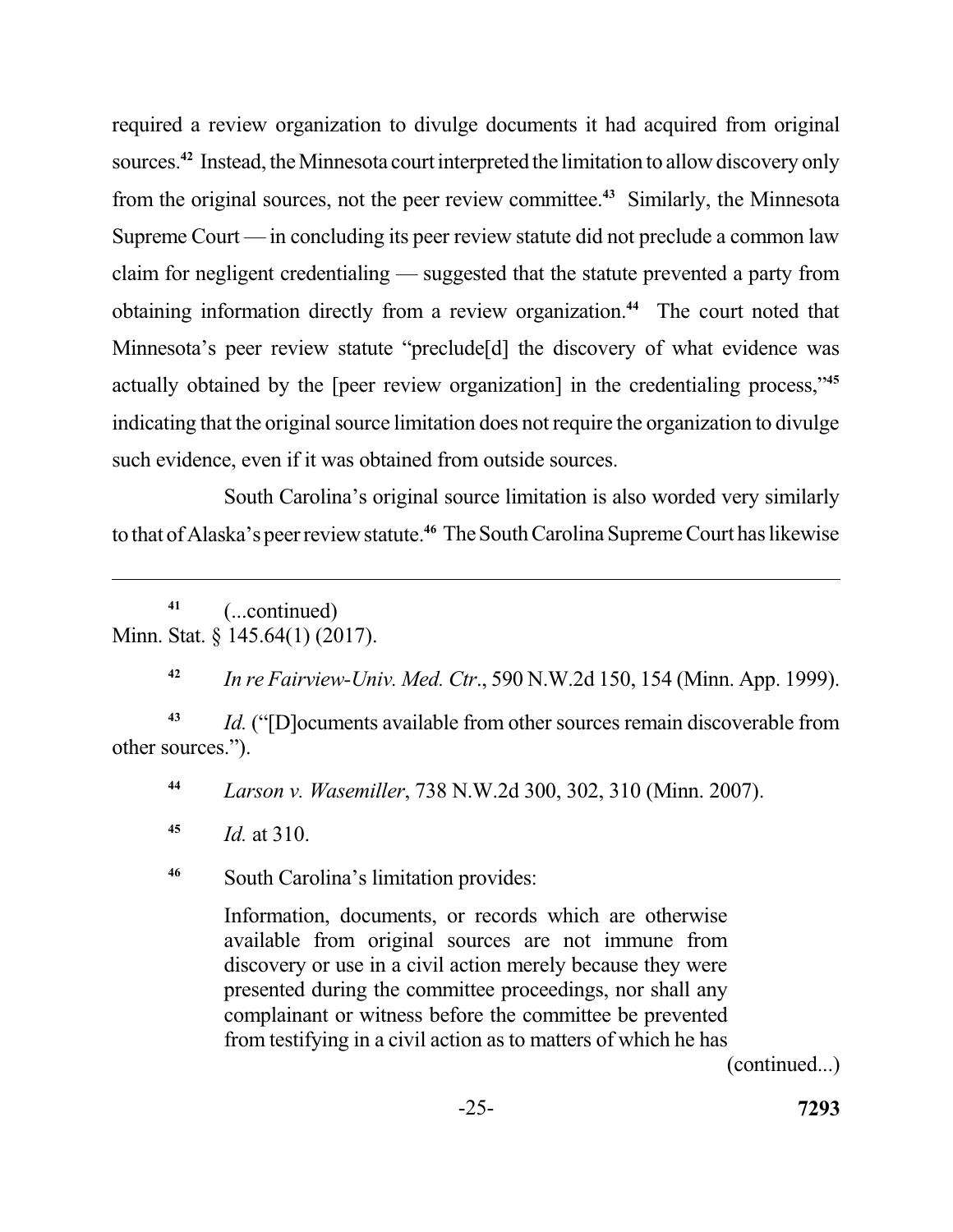required a review organization to divulge documents it had acquired from original sources.[42] Instead, the Minnesota court interpreted the limitation to allow discovery only from the original sources, not the peer review committee.[43] Similarly, the Minnesota Supreme Court — in concluding its peer review statute did not preclude a common law claim for negligent credentialing — suggested that the statute prevented a party from obtaining information directly from a review organization.[44] The court noted that Minnesota's peer review statute "preclude[d] the discovery of what evidence was actually obtained by the [peer review organization] in the credentialing process,"[45] indicating that the original source limitation does not require the organization to divulge such evidence, even if it was obtained from outside sources.

South Carolina's original source limitation is also worded very similarly to that of Alaska's peer review statute.[46] The South Carolina Supreme Court has likewise

---

[41] (...continued)
Minn. Stat. § 145.64(1) (2017).

[42] *In re Fairview-Univ. Med. Ctr*., 590 N.W.2d 150, 154 (Minn. App. 1999).

[43] *Id.* ("[D]ocuments available from other sources remain discoverable from other sources.").

[44] *Larson v. Wasemiller*, 738 N.W.2d 300, 302, 310 (Minn. 2007).

[45] *Id.* at 310.

[46] South Carolina's limitation provides:

> Information, documents, or records which are otherwise available from original sources are not immune from discovery or use in a civil action merely because they were presented during the committee proceedings, nor shall any complainant or witness before the committee be prevented from testifying in a civil action as to matters of which he has

(continued...)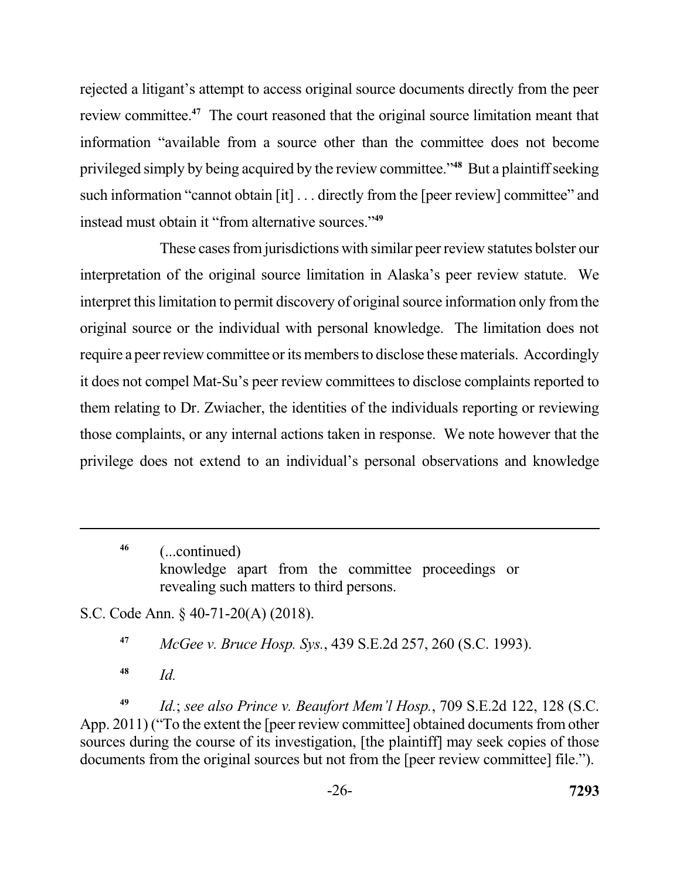rejected a litigant's attempt to access original source documents directly from the peer review committee.[47] The court reasoned that the original source limitation meant that information "available from a source other than the committee does not become privileged simply by being acquired by the review committee."[48] But a plaintiff seeking such information "cannot obtain [it] . . . directly from the [peer review] committee" and instead must obtain it "from alternative sources."[49]

These cases from jurisdictions with similar peer review statutes bolster our interpretation of the original source limitation in Alaska's peer review statute. We interpret this limitation to permit discovery of original source information only from the original source or the individual with personal knowledge. The limitation does not require a peer review committee or its members to disclose these materials. Accordingly it does not compel Mat-Su's peer review committees to disclose complaints reported to them relating to Dr. Zwiacher, the identities of the individuals reporting or reviewing those complaints, or any internal actions taken in response. We note however that the privilege does not extend to an individual's personal observations and knowledge

---

[46] (...continued)
knowledge apart from the committee proceedings or revealing such matters to third persons.

S.C. Code Ann. § 40-71-20(A) (2018).

[47] *McGee v. Bruce Hosp. Sys.*, 439 S.E.2d 257, 260 (S.C. 1993).

[48] *Id.*

[49] *Id.*; *see also Prince v. Beaufort Mem'l Hosp.*, 709 S.E.2d 122, 128 (S.C. App. 2011) ("To the extent the [peer review committee] obtained documents from other sources during the course of its investigation, [the plaintiff] may seek copies of those documents from the original sources but not from the [peer review committee] file.").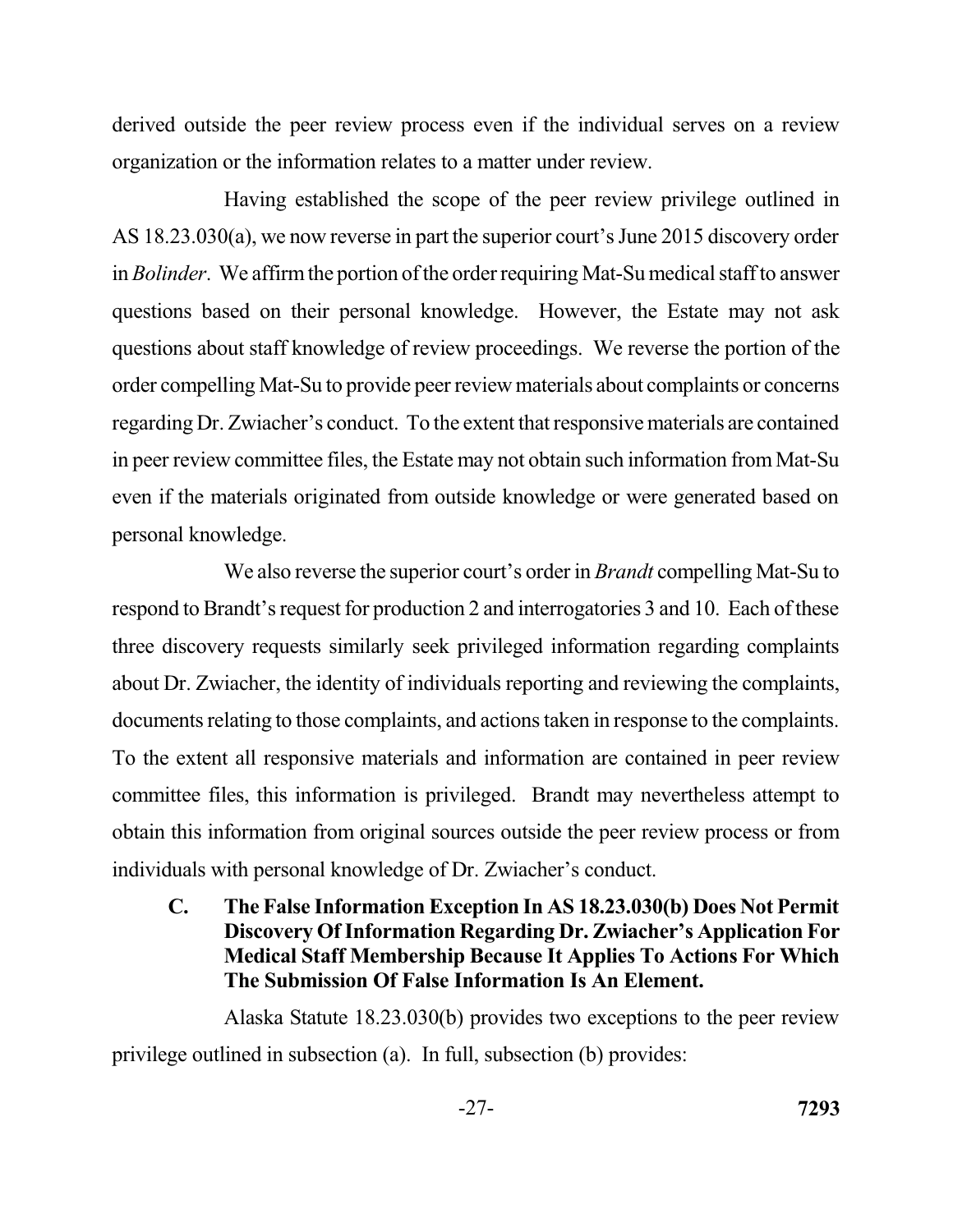derived outside the peer review process even if the individual serves on a review organization or the information relates to a matter under review.

Having established the scope of the peer review privilege outlined in AS 18.23.030(a), we now reverse in part the superior court's June 2015 discovery order in *Bolinder*. We affirm the portion of the order requiring Mat-Su medical staff to answer questions based on their personal knowledge. However, the Estate may not ask questions about staff knowledge of review proceedings. We reverse the portion of the order compelling Mat-Su to provide peer review materials about complaints or concerns regarding Dr. Zwiacher's conduct. To the extent that responsive materials are contained in peer review committee files, the Estate may not obtain such information from Mat-Su even if the materials originated from outside knowledge or were generated based on personal knowledge.

We also reverse the superior court's order in *Brandt* compelling Mat-Su to respond to Brandt's request for production 2 and interrogatories 3 and 10. Each of these three discovery requests similarly seek privileged information regarding complaints about Dr. Zwiacher, the identity of individuals reporting and reviewing the complaints, documents relating to those complaints, and actions taken in response to the complaints. To the extent all responsive materials and information are contained in peer review committee files, this information is privileged. Brandt may nevertheless attempt to obtain this information from original sources outside the peer review process or from individuals with personal knowledge of Dr. Zwiacher's conduct.

### C. The False Information Exception In AS 18.23.030(b) Does Not Permit Discovery Of Information Regarding Dr. Zwiacher's Application For Medical Staff Membership Because It Applies To Actions For Which The Submission Of False Information Is An Element.

Alaska Statute 18.23.030(b) provides two exceptions to the peer review privilege outlined in subsection (a). In full, subsection (b) provides: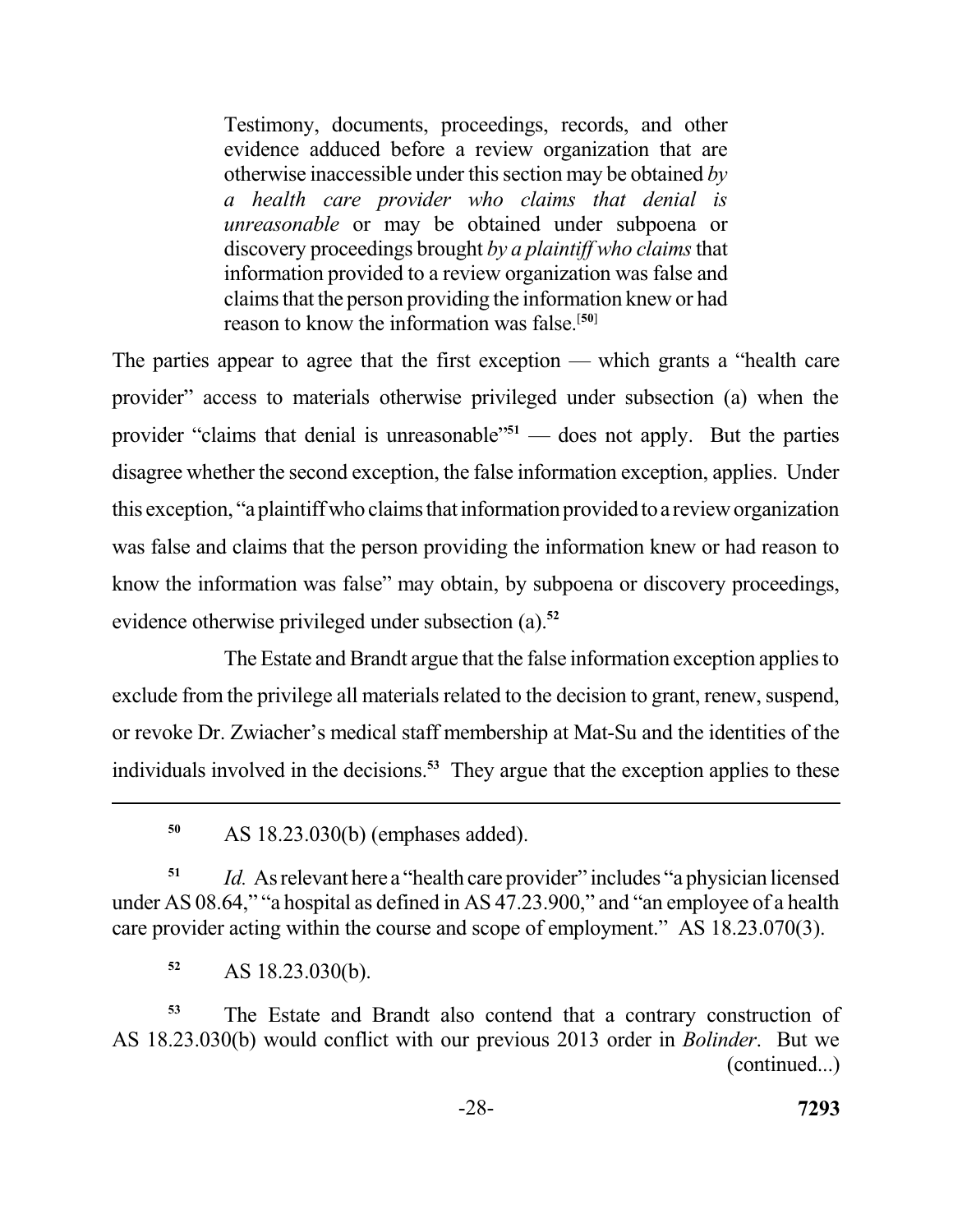> Testimony, documents, proceedings, records, and other evidence adduced before a review organization that are otherwise inaccessible under this section may be obtained *by a health care provider who claims that denial is unreasonable* or may be obtained under subpoena or discovery proceedings brought *by a plaintiff who claims* that information provided to a review organization was false and claims that the person providing the information knew or had reason to know the information was false.[50]

The parties appear to agree that the first exception — which grants a "health care provider" access to materials otherwise privileged under subsection (a) when the provider "claims that denial is unreasonable"[51] — does not apply. But the parties disagree whether the second exception, the false information exception, applies. Under this exception, "a plaintiff who claims that information provided to a review organization was false and claims that the person providing the information knew or had reason to know the information was false" may obtain, by subpoena or discovery proceedings, evidence otherwise privileged under subsection (a).[52]

The Estate and Brandt argue that the false information exception applies to exclude from the privilege all materials related to the decision to grant, renew, suspend, or revoke Dr. Zwiacher's medical staff membership at Mat-Su and the identities of the individuals involved in the decisions.[53] They argue that the exception applies to these

---

[50] AS 18.23.030(b) (emphases added).

[51] *Id.* As relevant here a "health care provider" includes "a physician licensed under AS 08.64," "a hospital as defined in AS 47.23.900," and "an employee of a health care provider acting within the course and scope of employment." AS 18.23.070(3).

[52] AS 18.23.030(b).

[53] The Estate and Brandt also contend that a contrary construction of AS 18.23.030(b) would conflict with our previous 2013 order in *Bolinder*. But we (continued...)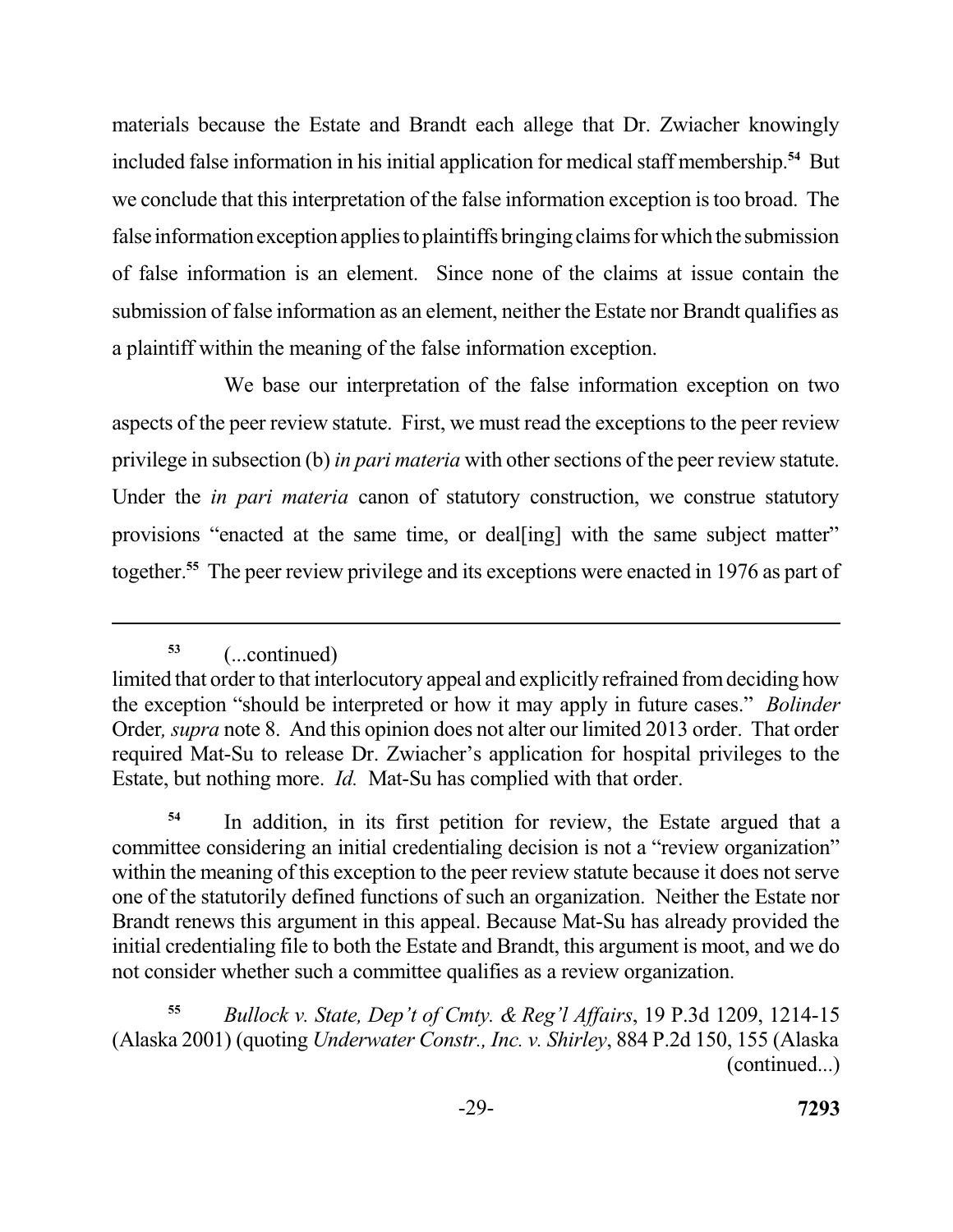materials because the Estate and Brandt each allege that Dr. Zwiacher knowingly included false information in his initial application for medical staff membership.[54] But we conclude that this interpretation of the false information exception is too broad. The false information exception applies to plaintiffs bringing claims for which the submission of false information is an element. Since none of the claims at issue contain the submission of false information as an element, neither the Estate nor Brandt qualifies as a plaintiff within the meaning of the false information exception.

We base our interpretation of the false information exception on two aspects of the peer review statute. First, we must read the exceptions to the peer review privilege in subsection (b) *in pari materia* with other sections of the peer review statute. Under the *in pari materia* canon of statutory construction, we construe statutory provisions "enacted at the same time, or deal[ing] with the same subject matter" together.[55] The peer review privilege and its exceptions were enacted in 1976 as part of

---

[53] (...continued)
limited that order to that interlocutory appeal and explicitly refrained from deciding how the exception "should be interpreted or how it may apply in future cases." *Bolinder* Order*, supra* note 8. And this opinion does not alter our limited 2013 order. That order required Mat-Su to release Dr. Zwiacher's application for hospital privileges to the Estate, but nothing more. *Id.* Mat-Su has complied with that order.

[54] In addition, in its first petition for review, the Estate argued that a committee considering an initial credentialing decision is not a "review organization" within the meaning of this exception to the peer review statute because it does not serve one of the statutorily defined functions of such an organization. Neither the Estate nor Brandt renews this argument in this appeal. Because Mat-Su has already provided the initial credentialing file to both the Estate and Brandt, this argument is moot, and we do not consider whether such a committee qualifies as a review organization.

[55] *Bullock v. State, Dep't of Cmty. & Reg'l Affairs*, 19 P.3d 1209, 1214-15 (Alaska 2001) (quoting *Underwater Constr., Inc. v. Shirley*, 884 P.2d 150, 155 (Alaska (continued...)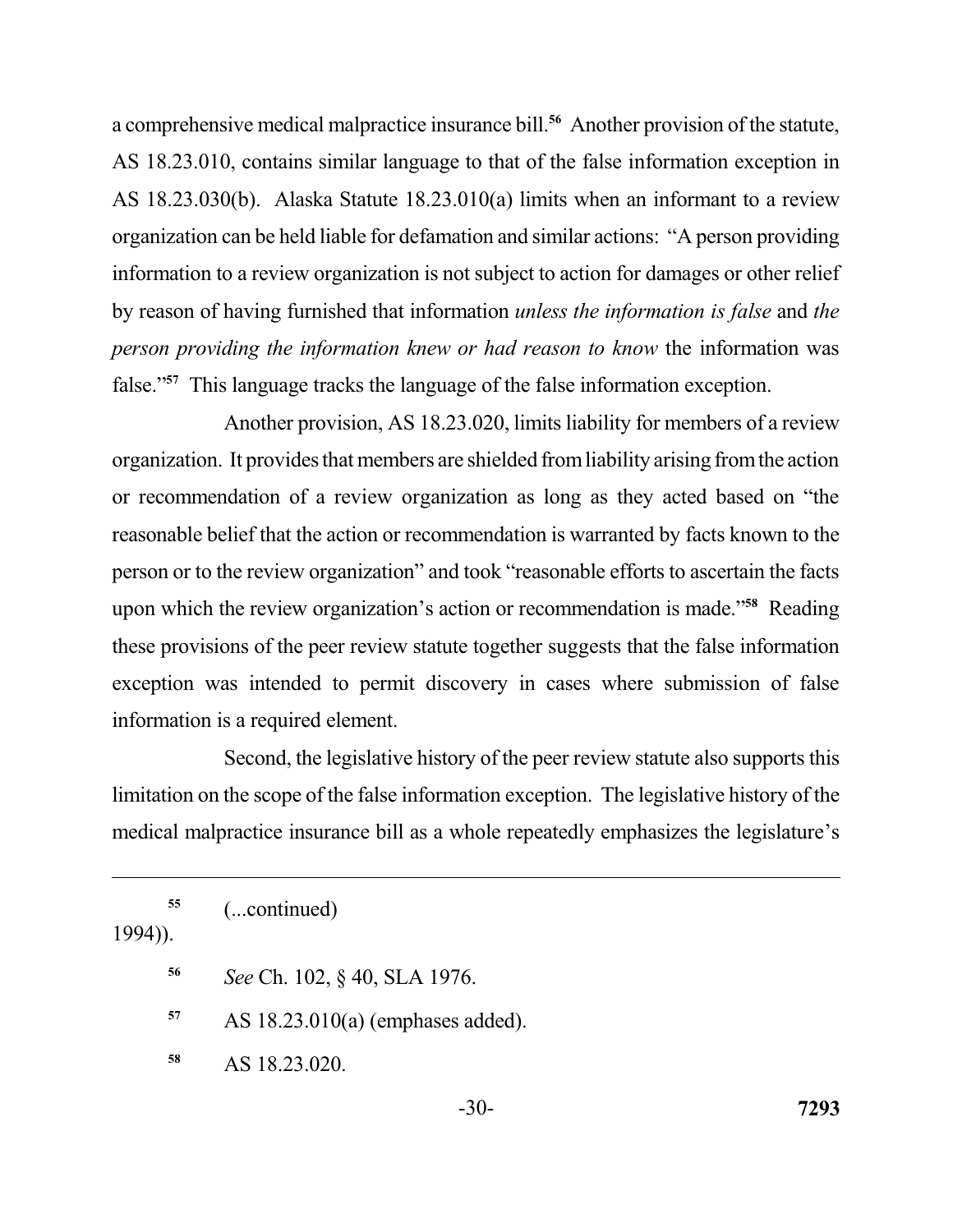a comprehensive medical malpractice insurance bill.[56] Another provision of the statute, AS 18.23.010, contains similar language to that of the false information exception in AS 18.23.030(b). Alaska Statute 18.23.010(a) limits when an informant to a review organization can be held liable for defamation and similar actions: "A person providing information to a review organization is not subject to action for damages or other relief by reason of having furnished that information *unless the information is false* and *the person providing the information knew or had reason to know* the information was false."[57] This language tracks the language of the false information exception.

Another provision, AS 18.23.020, limits liability for members of a review organization. It provides that members are shielded from liability arising from the action or recommendation of a review organization as long as they acted based on "the reasonable belief that the action or recommendation is warranted by facts known to the person or to the review organization" and took "reasonable efforts to ascertain the facts upon which the review organization's action or recommendation is made."[58] Reading these provisions of the peer review statute together suggests that the false information exception was intended to permit discovery in cases where submission of false information is a required element.

Second, the legislative history of the peer review statute also supports this limitation on the scope of the false information exception. The legislative history of the medical malpractice insurance bill as a whole repeatedly emphasizes the legislature's

---

[55] (...continued)
1994)).

[56] *See* Ch. 102, § 40, SLA 1976.

[57] AS 18.23.010(a) (emphases added).

[58] AS 18.23.020.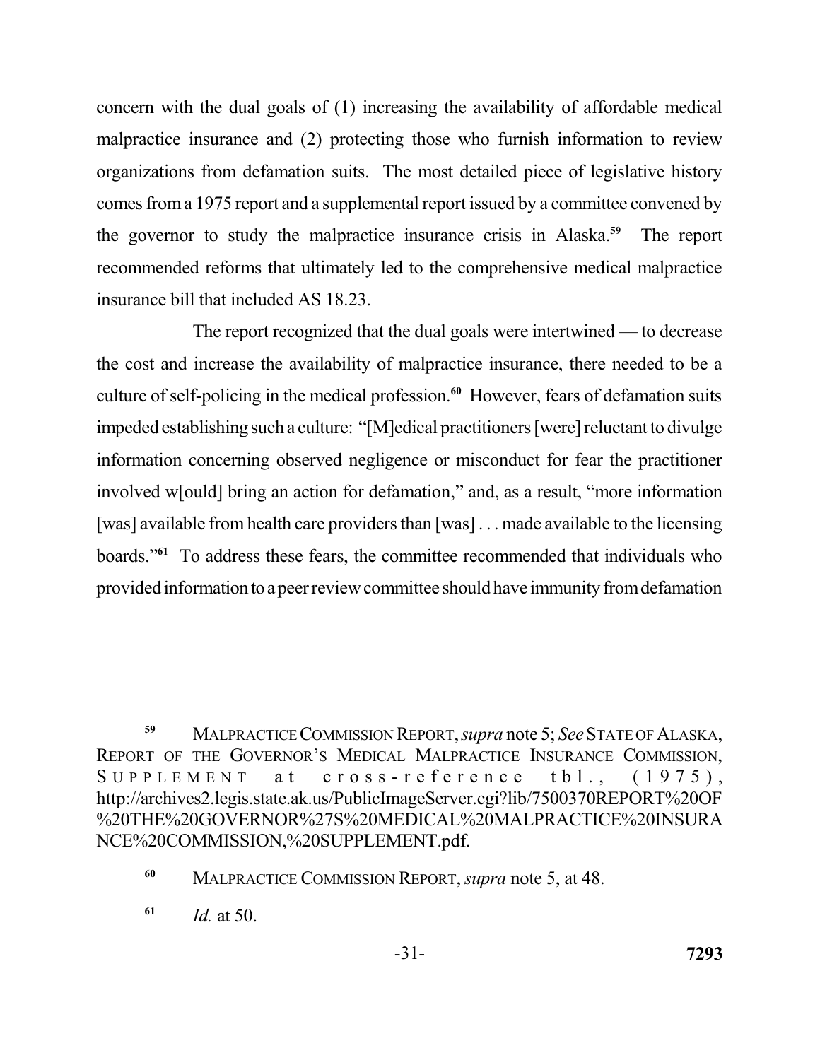concern with the dual goals of (1) increasing the availability of affordable medical malpractice insurance and (2) protecting those who furnish information to review organizations from defamation suits. The most detailed piece of legislative history comes from a 1975 report and a supplemental report issued by a committee convened by the governor to study the malpractice insurance crisis in Alaska.[59] The report recommended reforms that ultimately led to the comprehensive medical malpractice insurance bill that included AS 18.23.

The report recognized that the dual goals were intertwined — to decrease the cost and increase the availability of malpractice insurance, there needed to be a culture of self-policing in the medical profession.[60] However, fears of defamation suits impeded establishing such a culture: "[M]edical practitioners [were] reluctant to divulge information concerning observed negligence or misconduct for fear the practitioner involved w[ould] bring an action for defamation," and, as a result, "more information [was] available from health care providers than [was] . . . made available to the licensing boards."[61] To address these fears, the committee recommended that individuals who provided information to a peer review committee should have immunity from defamation

---

[59] MALPRACTICE COMMISSION REPORT, *supra* note 5; *See* STATE OF ALASKA, REPORT OF THE GOVERNOR'S MEDICAL MALPRACTICE INSURANCE COMMISSION, SUPPLEMENT at cross-reference tbl., (1975), http://archives2.legis.state.ak.us/PublicImageServer.cgi?lib/7500370REPORT%20OF%20THE%20GOVERNOR%27S%20MEDICAL%20MALPRACTICE%20INSURANCE%20COMMISSION,%20SUPPLEMENT.pdf.

[60] MALPRACTICE COMMISSION REPORT, *supra* note 5, at 48.

[61] *Id.* at 50.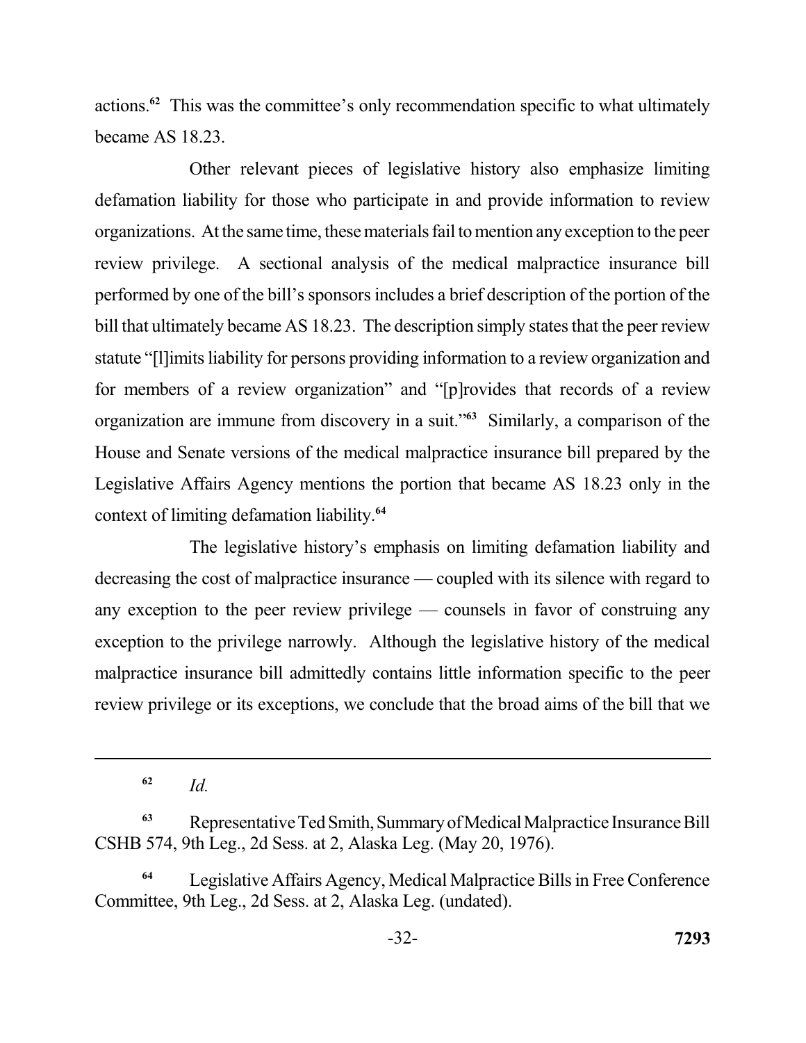actions.[62] This was the committee's only recommendation specific to what ultimately became AS 18.23.

Other relevant pieces of legislative history also emphasize limiting defamation liability for those who participate in and provide information to review organizations. At the same time, these materials fail to mention any exception to the peer review privilege. A sectional analysis of the medical malpractice insurance bill performed by one of the bill's sponsors includes a brief description of the portion of the bill that ultimately became AS 18.23. The description simply states that the peer review statute "[l]imits liability for persons providing information to a review organization and for members of a review organization" and "[p]rovides that records of a review organization are immune from discovery in a suit."[63] Similarly, a comparison of the House and Senate versions of the medical malpractice insurance bill prepared by the Legislative Affairs Agency mentions the portion that became AS 18.23 only in the context of limiting defamation liability.[64]

The legislative history's emphasis on limiting defamation liability and decreasing the cost of malpractice insurance — coupled with its silence with regard to any exception to the peer review privilege — counsels in favor of construing any exception to the privilege narrowly. Although the legislative history of the medical malpractice insurance bill admittedly contains little information specific to the peer review privilege or its exceptions, we conclude that the broad aims of the bill that we

---

[62] *Id.*

[63] Representative Ted Smith, Summary of Medical Malpractice Insurance Bill CSHB 574, 9th Leg., 2d Sess. at 2, Alaska Leg. (May 20, 1976).

[64] Legislative Affairs Agency, Medical Malpractice Bills in Free Conference Committee, 9th Leg., 2d Sess. at 2, Alaska Leg. (undated).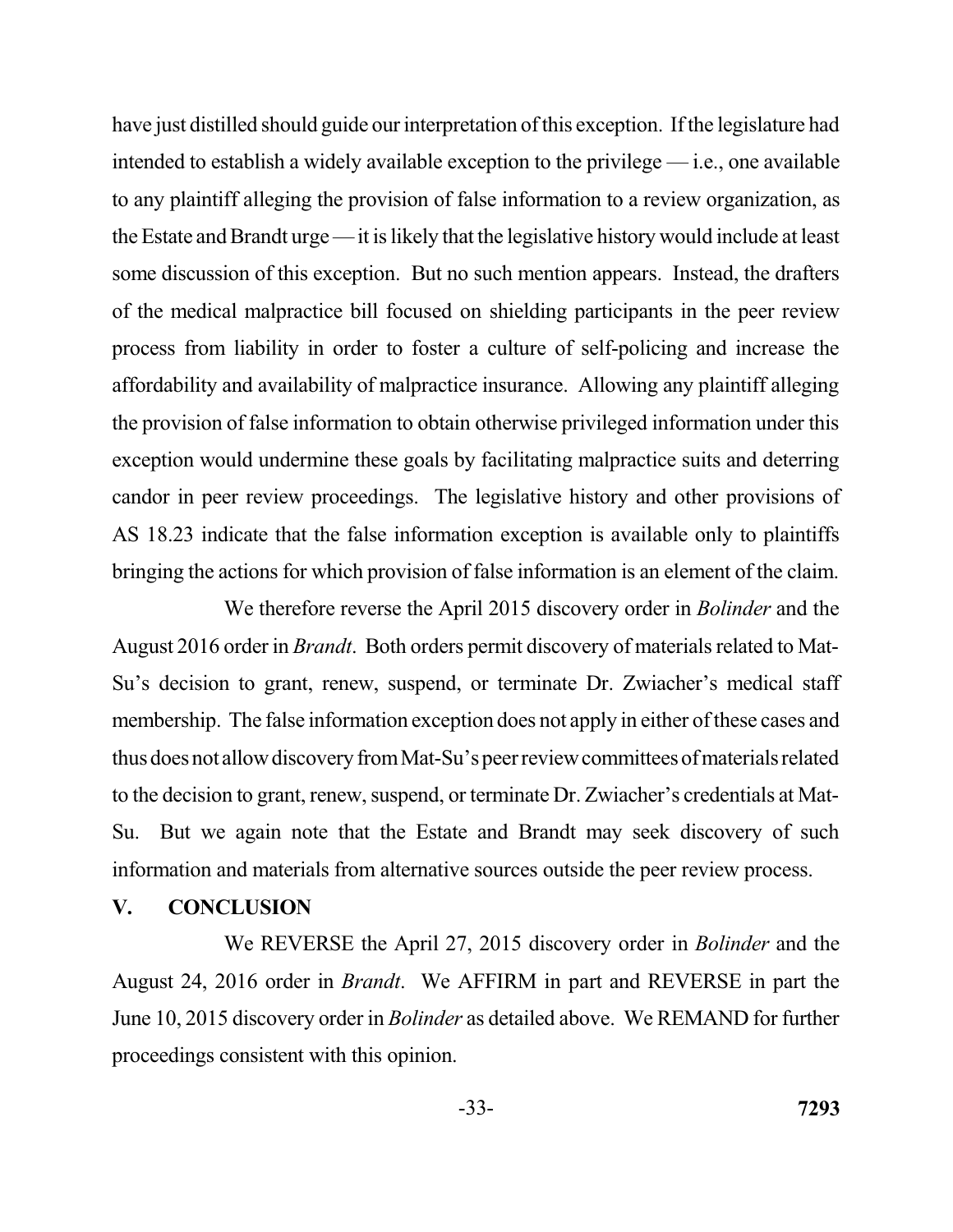have just distilled should guide our interpretation of this exception. If the legislature had intended to establish a widely available exception to the privilege — i.e., one available to any plaintiff alleging the provision of false information to a review organization, as the Estate and Brandt urge — it is likely that the legislative history would include at least some discussion of this exception. But no such mention appears. Instead, the drafters of the medical malpractice bill focused on shielding participants in the peer review process from liability in order to foster a culture of self-policing and increase the affordability and availability of malpractice insurance. Allowing any plaintiff alleging the provision of false information to obtain otherwise privileged information under this exception would undermine these goals by facilitating malpractice suits and deterring candor in peer review proceedings. The legislative history and other provisions of AS 18.23 indicate that the false information exception is available only to plaintiffs bringing the actions for which provision of false information is an element of the claim.

We therefore reverse the April 2015 discovery order in *Bolinder* and the August 2016 order in *Brandt*. Both orders permit discovery of materials related to Mat-Su's decision to grant, renew, suspend, or terminate Dr. Zwiacher's medical staff membership. The false information exception does not apply in either of these cases and thus does not allow discovery from Mat-Su's peer review committees of materials related to the decision to grant, renew, suspend, or terminate Dr. Zwiacher's credentials at Mat-Su. But we again note that the Estate and Brandt may seek discovery of such information and materials from alternative sources outside the peer review process.

## V. CONCLUSION

We REVERSE the April 27, 2015 discovery order in *Bolinder* and the August 24, 2016 order in *Brandt*. We AFFIRM in part and REVERSE in part the June 10, 2015 discovery order in *Bolinder* as detailed above. We REMAND for further proceedings consistent with this opinion.